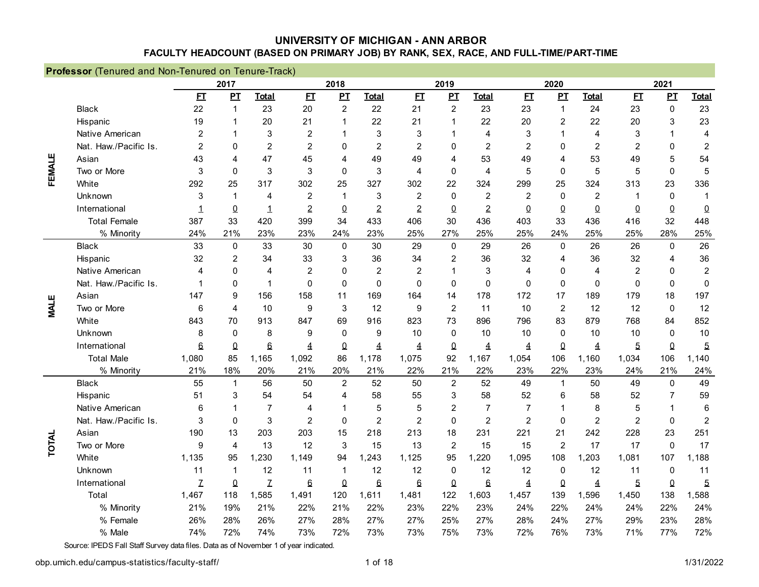# UNIVERSITY OF MICHIGAN - ANN ARBOR

## FACULTY HEADCOUNT (BASED ON PRIMARY JOB) BY RANK, SEX, RACE, AND FULL-TIME/PART-TIME

**Professor** (Tenured and Non-Tenured on Tenure-Track)

| | | 2017 | | | 2018 | | | 2019 | | | 2020 | | | 2021 | | |
|---|---|---|---|---|---|---|---|---|---|---|---|---|---|---|---|---|
| | | FT | PT | Total | FT | PT | Total | FT | PT | Total | FT | PT | Total | FT | PT | Total |
| FEMALE | Black | 22 | 1 | 23 | 20 | 2 | 22 | 21 | 2 | 23 | 23 | 1 | 24 | 23 | 0 | 23 |
| | Hispanic | 19 | 1 | 20 | 21 | 1 | 22 | 21 | 1 | 22 | 20 | 2 | 22 | 20 | 3 | 23 |
| | Native American | 2 | 1 | 3 | 2 | 1 | 3 | 3 | 1 | 4 | 3 | 1 | 4 | 3 | 1 | 4 |
| | Nat. Haw./Pacific Is. | 2 | 0 | 2 | 2 | 0 | 2 | 2 | 0 | 2 | 2 | 0 | 2 | 2 | 0 | 2 |
| | Asian | 43 | 4 | 47 | 45 | 4 | 49 | 49 | 4 | 53 | 49 | 4 | 53 | 49 | 5 | 54 |
| | Two or More | 3 | 0 | 3 | 3 | 0 | 3 | 4 | 0 | 4 | 5 | 0 | 5 | 5 | 0 | 5 |
| | White | 292 | 25 | 317 | 302 | 25 | 327 | 302 | 22 | 324 | 299 | 25 | 324 | 313 | 23 | 336 |
| | Unknown | 3 | 1 | 4 | 2 | 1 | 3 | 2 | 0 | 2 | 2 | 0 | 2 | 1 | 0 | 1 |
| | International | 1 | 0 | 1 | 2 | 0 | 2 | 2 | 0 | 2 | 0 | 0 | 0 | 0 | 0 | 0 |
| | Total Female | 387 | 33 | 420 | 399 | 34 | 433 | 406 | 30 | 436 | 403 | 33 | 436 | 416 | 32 | 448 |
| | % Minority | 24% | 21% | 23% | 23% | 24% | 23% | 25% | 27% | 25% | 25% | 24% | 25% | 25% | 28% | 25% |
| MALE | Black | 33 | 0 | 33 | 30 | 0 | 30 | 29 | 0 | 29 | 26 | 0 | 26 | 26 | 0 | 26 |
| | Hispanic | 32 | 2 | 34 | 33 | 3 | 36 | 34 | 2 | 36 | 32 | 4 | 36 | 32 | 4 | 36 |
| | Native American | 4 | 0 | 4 | 2 | 0 | 2 | 2 | 1 | 3 | 4 | 0 | 4 | 2 | 0 | 2 |
| | Nat. Haw./Pacific Is. | 1 | 0 | 1 | 0 | 0 | 0 | 0 | 0 | 0 | 0 | 0 | 0 | 0 | 0 | 0 |
| | Asian | 147 | 9 | 156 | 158 | 11 | 169 | 164 | 14 | 178 | 172 | 17 | 189 | 179 | 18 | 197 |
| | Two or More | 6 | 4 | 10 | 9 | 3 | 12 | 9 | 2 | 11 | 10 | 2 | 12 | 12 | 0 | 12 |
| | White | 843 | 70 | 913 | 847 | 69 | 916 | 823 | 73 | 896 | 796 | 83 | 879 | 768 | 84 | 852 |
| | Unknown | 8 | 0 | 8 | 9 | 0 | 9 | 10 | 0 | 10 | 10 | 0 | 10 | 10 | 0 | 10 |
| | International | 6 | 0 | 6 | 4 | 0 | 4 | 4 | 0 | 4 | 4 | 0 | 4 | 5 | 0 | 5 |
| | Total Male | 1,080 | 85 | 1,165 | 1,092 | 86 | 1,178 | 1,075 | 92 | 1,167 | 1,054 | 106 | 1,160 | 1,034 | 106 | 1,140 |
| | % Minority | 21% | 18% | 20% | 21% | 20% | 21% | 22% | 21% | 22% | 23% | 22% | 23% | 24% | 21% | 24% |
| TOTAL | Black | 55 | 1 | 56 | 50 | 2 | 52 | 50 | 2 | 52 | 49 | 1 | 50 | 49 | 0 | 49 |
| | Hispanic | 51 | 3 | 54 | 54 | 4 | 58 | 55 | 3 | 58 | 52 | 6 | 58 | 52 | 7 | 59 |
| | Native American | 6 | 1 | 7 | 4 | 1 | 5 | 5 | 2 | 7 | 7 | 1 | 8 | 5 | 1 | 6 |
| | Nat. Haw./Pacific Is. | 3 | 0 | 3 | 2 | 0 | 2 | 2 | 0 | 2 | 2 | 0 | 2 | 2 | 0 | 2 |
| | Asian | 190 | 13 | 203 | 203 | 15 | 218 | 213 | 18 | 231 | 221 | 21 | 242 | 228 | 23 | 251 |
| | Two or More | 9 | 4 | 13 | 12 | 3 | 15 | 13 | 2 | 15 | 15 | 2 | 17 | 17 | 0 | 17 |
| | White | 1,135 | 95 | 1,230 | 1,149 | 94 | 1,243 | 1,125 | 95 | 1,220 | 1,095 | 108 | 1,203 | 1,081 | 107 | 1,188 |
| | Unknown | 11 | 1 | 12 | 11 | 1 | 12 | 12 | 0 | 12 | 12 | 0 | 12 | 11 | 0 | 11 |
| | International | 7 | 0 | 7 | 6 | 0 | 6 | 6 | 0 | 6 | 4 | 0 | 4 | 5 | 0 | 5 |
| | Total | 1,467 | 118 | 1,585 | 1,491 | 120 | 1,611 | 1,481 | 122 | 1,603 | 1,457 | 139 | 1,596 | 1,450 | 138 | 1,588 |
| | % Minority | 21% | 19% | 21% | 22% | 21% | 22% | 23% | 22% | 23% | 24% | 22% | 24% | 24% | 22% | 24% |
| | % Female | 26% | 28% | 26% | 27% | 28% | 27% | 27% | 25% | 27% | 28% | 24% | 27% | 29% | 23% | 28% |
| | % Male | 74% | 72% | 74% | 73% | 72% | 73% | 73% | 75% | 73% | 72% | 76% | 73% | 71% | 77% | 72% |

Source: IPEDS Fall Staff Survey data files. Data as of November 1 of year indicated.

obp.umich.edu/campus-statistics/faculty-staff/

1/31/2022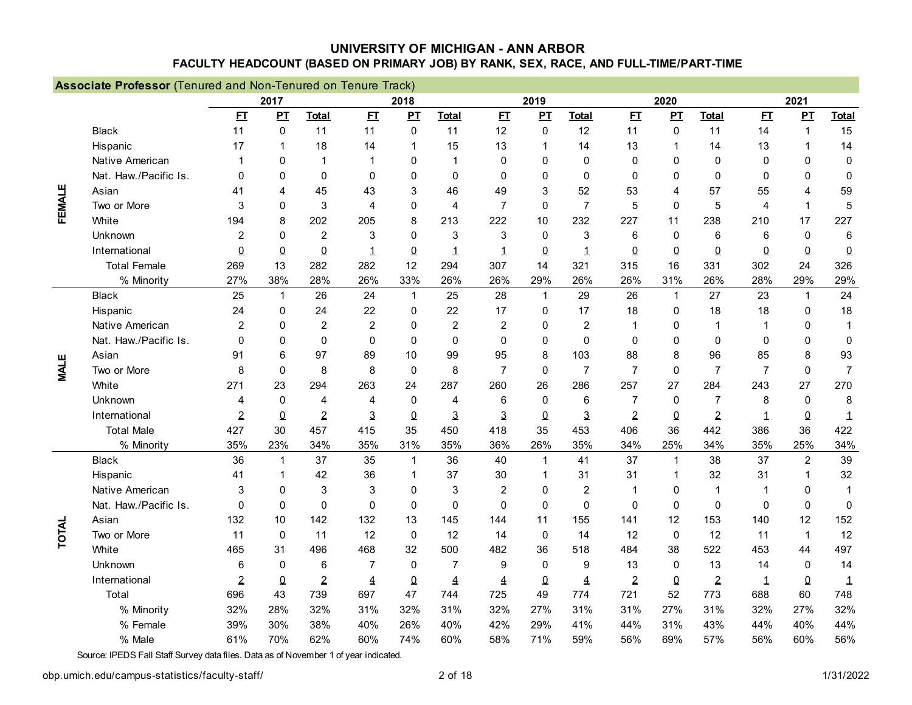# UNIVERSITY OF MICHIGAN - ANN ARBOR

## FACULTY HEADCOUNT (BASED ON PRIMARY JOB) BY RANK, SEX, RACE, AND FULL-TIME/PART-TIME

**Associate Professor** (Tenured and Non-Tenured on Tenure Track)

| | | 2017 | | | 2018 | | | 2019 | | | 2020 | | | 2021 | | |
|---|---|---|---|---|---|---|---|---|---|---|---|---|---|---|---|---|
| | | FT | PT | Total | FT | PT | Total | FT | PT | Total | FT | PT | Total | FT | PT | Total |
| FEMALE | Black | 11 | 0 | 11 | 11 | 0 | 11 | 12 | 0 | 12 | 11 | 0 | 11 | 14 | 1 | 15 |
| | Hispanic | 17 | 1 | 18 | 14 | 1 | 15 | 13 | 1 | 14 | 13 | 1 | 14 | 13 | 1 | 14 |
| | Native American | 1 | 0 | 1 | 1 | 0 | 1 | 0 | 0 | 0 | 0 | 0 | 0 | 0 | 0 | 0 |
| | Nat. Haw./Pacific Is. | 0 | 0 | 0 | 0 | 0 | 0 | 0 | 0 | 0 | 0 | 0 | 0 | 0 | 0 | 0 |
| | Asian | 41 | 4 | 45 | 43 | 3 | 46 | 49 | 3 | 52 | 53 | 4 | 57 | 55 | 4 | 59 |
| | Two or More | 3 | 0 | 3 | 4 | 0 | 4 | 7 | 0 | 7 | 5 | 0 | 5 | 4 | 1 | 5 |
| | White | 194 | 8 | 202 | 205 | 8 | 213 | 222 | 10 | 232 | 227 | 11 | 238 | 210 | 17 | 227 |
| | Unknown | 2 | 0 | 2 | 3 | 0 | 3 | 3 | 0 | 3 | 6 | 0 | 6 | 6 | 0 | 6 |
| | International | 0 | 0 | 0 | 1 | 0 | 1 | 1 | 0 | 1 | 0 | 0 | 0 | 0 | 0 | 0 |
| | Total Female | 269 | 13 | 282 | 282 | 12 | 294 | 307 | 14 | 321 | 315 | 16 | 331 | 302 | 24 | 326 |
| | % Minority | 27% | 38% | 28% | 26% | 33% | 26% | 26% | 29% | 26% | 26% | 31% | 26% | 28% | 29% | 29% |
| MALE | Black | 25 | 1 | 26 | 24 | 1 | 25 | 28 | 1 | 29 | 26 | 1 | 27 | 23 | 1 | 24 |
| | Hispanic | 24 | 0 | 24 | 22 | 0 | 22 | 17 | 0 | 17 | 18 | 0 | 18 | 18 | 0 | 18 |
| | Native American | 2 | 0 | 2 | 2 | 0 | 2 | 2 | 0 | 2 | 1 | 0 | 1 | 1 | 0 | 1 |
| | Nat. Haw./Pacific Is. | 0 | 0 | 0 | 0 | 0 | 0 | 0 | 0 | 0 | 0 | 0 | 0 | 0 | 0 | 0 |
| | Asian | 91 | 6 | 97 | 89 | 10 | 99 | 95 | 8 | 103 | 88 | 8 | 96 | 85 | 8 | 93 |
| | Two or More | 8 | 0 | 8 | 8 | 0 | 8 | 7 | 0 | 7 | 7 | 0 | 7 | 7 | 0 | 7 |
| | White | 271 | 23 | 294 | 263 | 24 | 287 | 260 | 26 | 286 | 257 | 27 | 284 | 243 | 27 | 270 |
| | Unknown | 4 | 0 | 4 | 4 | 0 | 4 | 6 | 0 | 6 | 7 | 0 | 7 | 8 | 0 | 8 |
| | International | 2 | 0 | 2 | 3 | 0 | 3 | 3 | 0 | 3 | 2 | 0 | 2 | 1 | 0 | 1 |
| | Total Male | 427 | 30 | 457 | 415 | 35 | 450 | 418 | 35 | 453 | 406 | 36 | 442 | 386 | 36 | 422 |
| | % Minority | 35% | 23% | 34% | 35% | 31% | 35% | 36% | 26% | 35% | 34% | 25% | 34% | 35% | 25% | 34% |
| TOTAL | Black | 36 | 1 | 37 | 35 | 1 | 36 | 40 | 1 | 41 | 37 | 1 | 38 | 37 | 2 | 39 |
| | Hispanic | 41 | 1 | 42 | 36 | 1 | 37 | 30 | 1 | 31 | 31 | 1 | 32 | 31 | 1 | 32 |
| | Native American | 3 | 0 | 3 | 3 | 0 | 3 | 2 | 0 | 2 | 1 | 0 | 1 | 1 | 0 | 1 |
| | Nat. Haw./Pacific Is. | 0 | 0 | 0 | 0 | 0 | 0 | 0 | 0 | 0 | 0 | 0 | 0 | 0 | 0 | 0 |
| | Asian | 132 | 10 | 142 | 132 | 13 | 145 | 144 | 11 | 155 | 141 | 12 | 153 | 140 | 12 | 152 |
| | Two or More | 11 | 0 | 11 | 12 | 0 | 12 | 14 | 0 | 14 | 12 | 0 | 12 | 11 | 1 | 12 |
| | White | 465 | 31 | 496 | 468 | 32 | 500 | 482 | 36 | 518 | 484 | 38 | 522 | 453 | 44 | 497 |
| | Unknown | 6 | 0 | 6 | 7 | 0 | 7 | 9 | 0 | 9 | 13 | 0 | 13 | 14 | 0 | 14 |
| | International | 2 | 0 | 2 | 4 | 0 | 4 | 4 | 0 | 4 | 2 | 0 | 2 | 1 | 0 | 1 |
| | Total | 696 | 43 | 739 | 697 | 47 | 744 | 725 | 49 | 774 | 721 | 52 | 773 | 688 | 60 | 748 |
| | % Minority | 32% | 28% | 32% | 31% | 32% | 31% | 32% | 27% | 31% | 31% | 27% | 31% | 32% | 27% | 32% |
| | % Female | 39% | 30% | 38% | 40% | 26% | 40% | 42% | 29% | 41% | 44% | 31% | 43% | 44% | 40% | 44% |
| | % Male | 61% | 70% | 62% | 60% | 74% | 60% | 58% | 71% | 59% | 56% | 69% | 57% | 56% | 60% | 56% |

Source: IPEDS Fall Staff Survey data files. Data as of November 1 of year indicated.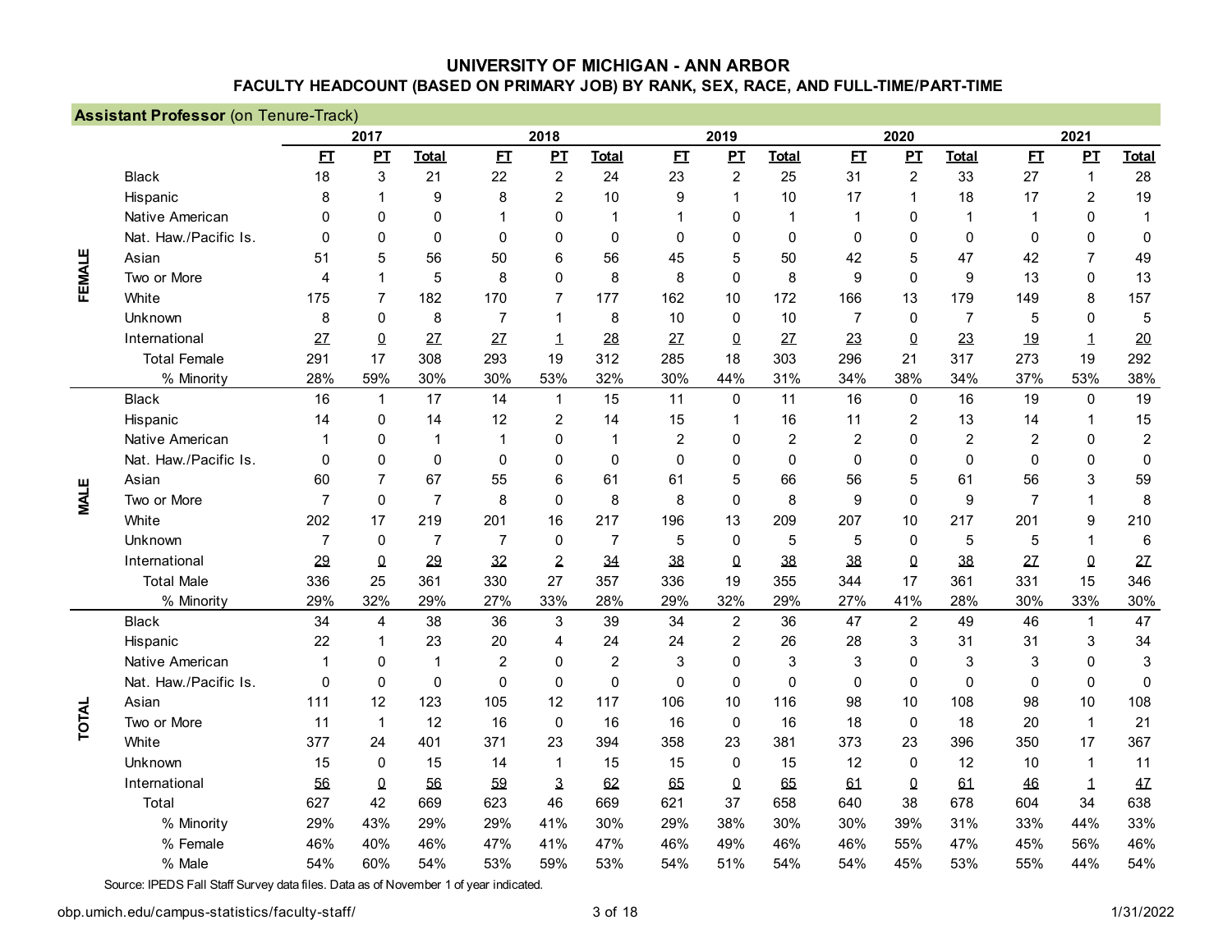# UNIVERSITY OF MICHIGAN - ANN ARBOR

## FACULTY HEADCOUNT (BASED ON PRIMARY JOB) BY RANK, SEX, RACE, AND FULL-TIME/PART-TIME

**Assistant Professor** (on Tenure-Track)

| | | 2017 | | | 2018 | | | 2019 | | | 2020 | | | 2021 | | |
|---|---|---|---|---|---|---|---|---|---|---|---|---|---|---|---|---|
| | | FT | PT | Total | FT | PT | Total | FT | PT | Total | FT | PT | Total | FT | PT | Total |
| FEMALE | Black | 18 | 3 | 21 | 22 | 2 | 24 | 23 | 2 | 25 | 31 | 2 | 33 | 27 | 1 | 28 |
| | Hispanic | 8 | 1 | 9 | 8 | 2 | 10 | 9 | 1 | 10 | 17 | 1 | 18 | 17 | 2 | 19 |
| | Native American | 0 | 0 | 0 | 1 | 0 | 1 | 1 | 0 | 1 | 1 | 0 | 1 | 1 | 0 | 1 |
| | Nat. Haw./Pacific Is. | 0 | 0 | 0 | 0 | 0 | 0 | 0 | 0 | 0 | 0 | 0 | 0 | 0 | 0 | 0 |
| | Asian | 51 | 5 | 56 | 50 | 6 | 56 | 45 | 5 | 50 | 42 | 5 | 47 | 42 | 7 | 49 |
| | Two or More | 4 | 1 | 5 | 8 | 0 | 8 | 8 | 0 | 8 | 9 | 0 | 9 | 13 | 0 | 13 |
| | White | 175 | 7 | 182 | 170 | 7 | 177 | 162 | 10 | 172 | 166 | 13 | 179 | 149 | 8 | 157 |
| | Unknown | 8 | 0 | 8 | 7 | 1 | 8 | 10 | 0 | 10 | 7 | 0 | 7 | 5 | 0 | 5 |
| | International | 27 | 0 | 27 | 27 | 1 | 28 | 27 | 0 | 27 | 23 | 0 | 23 | 19 | 1 | 20 |
| | Total Female | 291 | 17 | 308 | 293 | 19 | 312 | 285 | 18 | 303 | 296 | 21 | 317 | 273 | 19 | 292 |
| | % Minority | 28% | 59% | 30% | 30% | 53% | 32% | 30% | 44% | 31% | 34% | 38% | 34% | 37% | 53% | 38% |
| MALE | Black | 16 | 1 | 17 | 14 | 1 | 15 | 11 | 0 | 11 | 16 | 0 | 16 | 19 | 0 | 19 |
| | Hispanic | 14 | 0 | 14 | 12 | 2 | 14 | 15 | 1 | 16 | 11 | 2 | 13 | 14 | 1 | 15 |
| | Native American | 1 | 0 | 1 | 1 | 0 | 1 | 2 | 0 | 2 | 2 | 0 | 2 | 2 | 0 | 2 |
| | Nat. Haw./Pacific Is. | 0 | 0 | 0 | 0 | 0 | 0 | 0 | 0 | 0 | 0 | 0 | 0 | 0 | 0 | 0 |
| | Asian | 60 | 7 | 67 | 55 | 6 | 61 | 61 | 5 | 66 | 56 | 5 | 61 | 56 | 3 | 59 |
| | Two or More | 7 | 0 | 7 | 8 | 0 | 8 | 8 | 0 | 8 | 9 | 0 | 9 | 7 | 1 | 8 |
| | White | 202 | 17 | 219 | 201 | 16 | 217 | 196 | 13 | 209 | 207 | 10 | 217 | 201 | 9 | 210 |
| | Unknown | 7 | 0 | 7 | 7 | 0 | 7 | 5 | 0 | 5 | 5 | 0 | 5 | 5 | 1 | 6 |
| | International | 29 | 0 | 29 | 32 | 2 | 34 | 38 | 0 | 38 | 38 | 0 | 38 | 27 | 0 | 27 |
| | Total Male | 336 | 25 | 361 | 330 | 27 | 357 | 336 | 19 | 355 | 344 | 17 | 361 | 331 | 15 | 346 |
| | % Minority | 29% | 32% | 29% | 27% | 33% | 28% | 29% | 32% | 29% | 27% | 41% | 28% | 30% | 33% | 30% |
| TOTAL | Black | 34 | 4 | 38 | 36 | 3 | 39 | 34 | 2 | 36 | 47 | 2 | 49 | 46 | 1 | 47 |
| | Hispanic | 22 | 1 | 23 | 20 | 4 | 24 | 24 | 2 | 26 | 28 | 3 | 31 | 31 | 3 | 34 |
| | Native American | 1 | 0 | 1 | 2 | 0 | 2 | 3 | 0 | 3 | 3 | 0 | 3 | 3 | 0 | 3 |
| | Nat. Haw./Pacific Is. | 0 | 0 | 0 | 0 | 0 | 0 | 0 | 0 | 0 | 0 | 0 | 0 | 0 | 0 | 0 |
| | Asian | 111 | 12 | 123 | 105 | 12 | 117 | 106 | 10 | 116 | 98 | 10 | 108 | 98 | 10 | 108 |
| | Two or More | 11 | 1 | 12 | 16 | 0 | 16 | 16 | 0 | 16 | 18 | 0 | 18 | 20 | 1 | 21 |
| | White | 377 | 24 | 401 | 371 | 23 | 394 | 358 | 23 | 381 | 373 | 23 | 396 | 350 | 17 | 367 |
| | Unknown | 15 | 0 | 15 | 14 | 1 | 15 | 15 | 0 | 15 | 12 | 0 | 12 | 10 | 1 | 11 |
| | International | 56 | 0 | 56 | 59 | 3 | 62 | 65 | 0 | 65 | 61 | 0 | 61 | 46 | 1 | 47 |
| | Total | 627 | 42 | 669 | 623 | 46 | 669 | 621 | 37 | 658 | 640 | 38 | 678 | 604 | 34 | 638 |
| | % Minority | 29% | 43% | 29% | 29% | 41% | 30% | 29% | 38% | 30% | 30% | 39% | 31% | 33% | 44% | 33% |
| | % Female | 46% | 40% | 46% | 47% | 41% | 47% | 46% | 49% | 46% | 46% | 55% | 47% | 45% | 56% | 46% |
| | % Male | 54% | 60% | 54% | 53% | 59% | 53% | 54% | 51% | 54% | 54% | 45% | 53% | 55% | 44% | 54% |

Source: IPEDS Fall Staff Survey data files. Data as of November 1 of year indicated.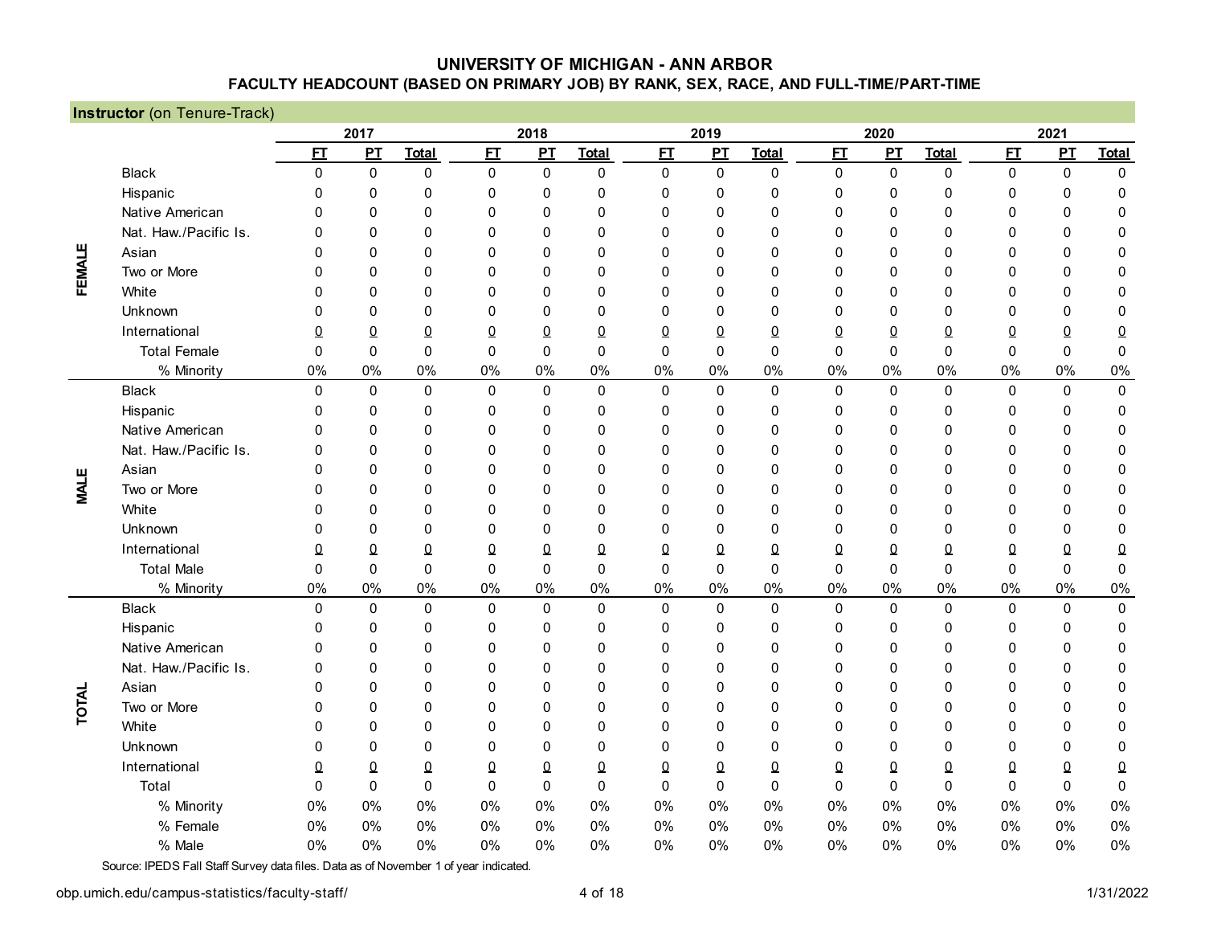# UNIVERSITY OF MICHIGAN - ANN ARBOR

## FACULTY HEADCOUNT (BASED ON PRIMARY JOB) BY RANK, SEX, RACE, AND FULL-TIME/PART-TIME

**Instructor** (on Tenure-Track)

| | | 2017 | | | 2018 | | | 2019 | | | 2020 | | | 2021 | | |
|---|---|---|---|---|---|---|---|---|---|---|---|---|---|---|---|---|
| | | FT | PT | Total | FT | PT | Total | FT | PT | Total | FT | PT | Total | FT | PT | Total |
| FEMALE | Black | 0 | 0 | 0 | 0 | 0 | 0 | 0 | 0 | 0 | 0 | 0 | 0 | 0 | 0 | 0 |
| | Hispanic | 0 | 0 | 0 | 0 | 0 | 0 | 0 | 0 | 0 | 0 | 0 | 0 | 0 | 0 | 0 |
| | Native American | 0 | 0 | 0 | 0 | 0 | 0 | 0 | 0 | 0 | 0 | 0 | 0 | 0 | 0 | 0 |
| | Nat. Haw./Pacific Is. | 0 | 0 | 0 | 0 | 0 | 0 | 0 | 0 | 0 | 0 | 0 | 0 | 0 | 0 | 0 |
| | Asian | 0 | 0 | 0 | 0 | 0 | 0 | 0 | 0 | 0 | 0 | 0 | 0 | 0 | 0 | 0 |
| | Two or More | 0 | 0 | 0 | 0 | 0 | 0 | 0 | 0 | 0 | 0 | 0 | 0 | 0 | 0 | 0 |
| | White | 0 | 0 | 0 | 0 | 0 | 0 | 0 | 0 | 0 | 0 | 0 | 0 | 0 | 0 | 0 |
| | Unknown | 0 | 0 | 0 | 0 | 0 | 0 | 0 | 0 | 0 | 0 | 0 | 0 | 0 | 0 | 0 |
| | International | 0 | 0 | 0 | 0 | 0 | 0 | 0 | 0 | 0 | 0 | 0 | 0 | 0 | 0 | 0 |
| | Total Female | 0 | 0 | 0 | 0 | 0 | 0 | 0 | 0 | 0 | 0 | 0 | 0 | 0 | 0 | 0 |
| | % Minority | 0% | 0% | 0% | 0% | 0% | 0% | 0% | 0% | 0% | 0% | 0% | 0% | 0% | 0% | 0% |
| MALE | Black | 0 | 0 | 0 | 0 | 0 | 0 | 0 | 0 | 0 | 0 | 0 | 0 | 0 | 0 | 0 |
| | Hispanic | 0 | 0 | 0 | 0 | 0 | 0 | 0 | 0 | 0 | 0 | 0 | 0 | 0 | 0 | 0 |
| | Native American | 0 | 0 | 0 | 0 | 0 | 0 | 0 | 0 | 0 | 0 | 0 | 0 | 0 | 0 | 0 |
| | Nat. Haw./Pacific Is. | 0 | 0 | 0 | 0 | 0 | 0 | 0 | 0 | 0 | 0 | 0 | 0 | 0 | 0 | 0 |
| | Asian | 0 | 0 | 0 | 0 | 0 | 0 | 0 | 0 | 0 | 0 | 0 | 0 | 0 | 0 | 0 |
| | Two or More | 0 | 0 | 0 | 0 | 0 | 0 | 0 | 0 | 0 | 0 | 0 | 0 | 0 | 0 | 0 |
| | White | 0 | 0 | 0 | 0 | 0 | 0 | 0 | 0 | 0 | 0 | 0 | 0 | 0 | 0 | 0 |
| | Unknown | 0 | 0 | 0 | 0 | 0 | 0 | 0 | 0 | 0 | 0 | 0 | 0 | 0 | 0 | 0 |
| | International | 0 | 0 | 0 | 0 | 0 | 0 | 0 | 0 | 0 | 0 | 0 | 0 | 0 | 0 | 0 |
| | Total Male | 0 | 0 | 0 | 0 | 0 | 0 | 0 | 0 | 0 | 0 | 0 | 0 | 0 | 0 | 0 |
| | % Minority | 0% | 0% | 0% | 0% | 0% | 0% | 0% | 0% | 0% | 0% | 0% | 0% | 0% | 0% | 0% |
| TOTAL | Black | 0 | 0 | 0 | 0 | 0 | 0 | 0 | 0 | 0 | 0 | 0 | 0 | 0 | 0 | 0 |
| | Hispanic | 0 | 0 | 0 | 0 | 0 | 0 | 0 | 0 | 0 | 0 | 0 | 0 | 0 | 0 | 0 |
| | Native American | 0 | 0 | 0 | 0 | 0 | 0 | 0 | 0 | 0 | 0 | 0 | 0 | 0 | 0 | 0 |
| | Nat. Haw./Pacific Is. | 0 | 0 | 0 | 0 | 0 | 0 | 0 | 0 | 0 | 0 | 0 | 0 | 0 | 0 | 0 |
| | Asian | 0 | 0 | 0 | 0 | 0 | 0 | 0 | 0 | 0 | 0 | 0 | 0 | 0 | 0 | 0 |
| | Two or More | 0 | 0 | 0 | 0 | 0 | 0 | 0 | 0 | 0 | 0 | 0 | 0 | 0 | 0 | 0 |
| | White | 0 | 0 | 0 | 0 | 0 | 0 | 0 | 0 | 0 | 0 | 0 | 0 | 0 | 0 | 0 |
| | Unknown | 0 | 0 | 0 | 0 | 0 | 0 | 0 | 0 | 0 | 0 | 0 | 0 | 0 | 0 | 0 |
| | International | 0 | 0 | 0 | 0 | 0 | 0 | 0 | 0 | 0 | 0 | 0 | 0 | 0 | 0 | 0 |
| | Total | 0 | 0 | 0 | 0 | 0 | 0 | 0 | 0 | 0 | 0 | 0 | 0 | 0 | 0 | 0 |
| | % Minority | 0% | 0% | 0% | 0% | 0% | 0% | 0% | 0% | 0% | 0% | 0% | 0% | 0% | 0% | 0% |
| | % Female | 0% | 0% | 0% | 0% | 0% | 0% | 0% | 0% | 0% | 0% | 0% | 0% | 0% | 0% | 0% |
| | % Male | 0% | 0% | 0% | 0% | 0% | 0% | 0% | 0% | 0% | 0% | 0% | 0% | 0% | 0% | 0% |

Source: IPEDS Fall Staff Survey data files. Data as of November 1 of year indicated.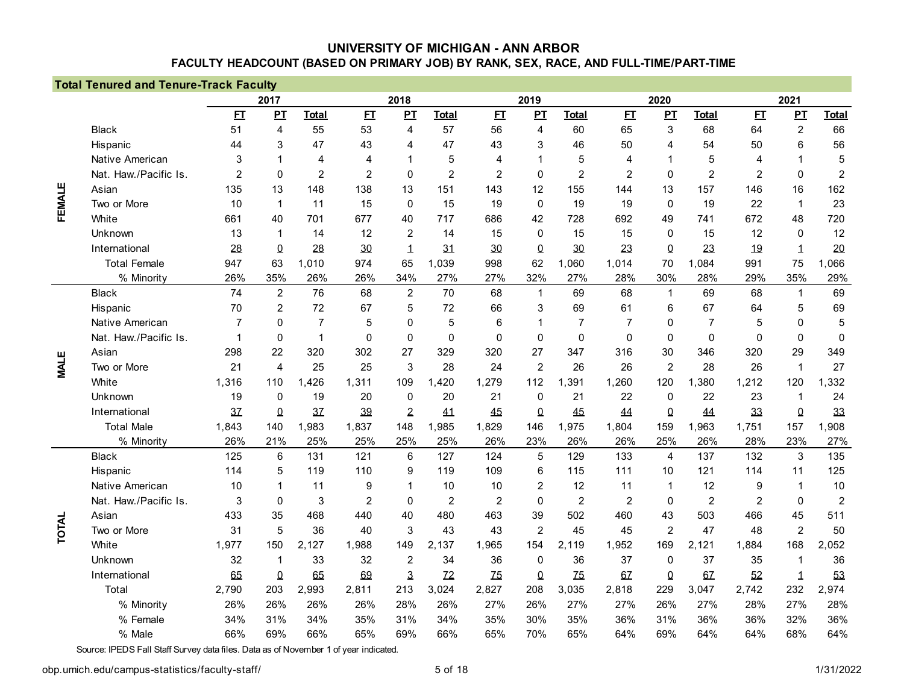# UNIVERSITY OF MICHIGAN - ANN ARBOR

## FACULTY HEADCOUNT (BASED ON PRIMARY JOB) BY RANK, SEX, RACE, AND FULL-TIME/PART-TIME

### Total Tenured and Tenure-Track Faculty

| | | 2017 | | | 2018 | | | 2019 | | | 2020 | | | 2021 | | |
|---|---|---|---|---|---|---|---|---|---|---|---|---|---|---|---|---|
| | | FT | PT | Total | FT | PT | Total | FT | PT | Total | FT | PT | Total | FT | PT | Total |
| FEMALE | Black | 51 | 4 | 55 | 53 | 4 | 57 | 56 | 4 | 60 | 65 | 3 | 68 | 64 | 2 | 66 |
| | Hispanic | 44 | 3 | 47 | 43 | 4 | 47 | 43 | 3 | 46 | 50 | 4 | 54 | 50 | 6 | 56 |
| | Native American | 3 | 1 | 4 | 4 | 1 | 5 | 4 | 1 | 5 | 4 | 1 | 5 | 4 | 1 | 5 |
| | Nat. Haw./Pacific Is. | 2 | 0 | 2 | 2 | 0 | 2 | 2 | 0 | 2 | 2 | 0 | 2 | 2 | 0 | 2 |
| | Asian | 135 | 13 | 148 | 138 | 13 | 151 | 143 | 12 | 155 | 144 | 13 | 157 | 146 | 16 | 162 |
| | Two or More | 10 | 1 | 11 | 15 | 0 | 15 | 19 | 0 | 19 | 19 | 0 | 19 | 22 | 1 | 23 |
| | White | 661 | 40 | 701 | 677 | 40 | 717 | 686 | 42 | 728 | 692 | 49 | 741 | 672 | 48 | 720 |
| | Unknown | 13 | 1 | 14 | 12 | 2 | 14 | 15 | 0 | 15 | 15 | 0 | 15 | 12 | 0 | 12 |
| | International | 28 | 0 | 28 | 30 | 1 | 31 | 30 | 0 | 30 | 23 | 0 | 23 | 19 | 1 | 20 |
| | Total Female | 947 | 63 | 1,010 | 974 | 65 | 1,039 | 998 | 62 | 1,060 | 1,014 | 70 | 1,084 | 991 | 75 | 1,066 |
| | % Minority | 26% | 35% | 26% | 26% | 34% | 27% | 27% | 32% | 27% | 28% | 30% | 28% | 29% | 35% | 29% |
| MALE | Black | 74 | 2 | 76 | 68 | 2 | 70 | 68 | 1 | 69 | 68 | 1 | 69 | 68 | 1 | 69 |
| | Hispanic | 70 | 2 | 72 | 67 | 5 | 72 | 66 | 3 | 69 | 61 | 6 | 67 | 64 | 5 | 69 |
| | Native American | 7 | 0 | 7 | 5 | 0 | 5 | 6 | 1 | 7 | 7 | 0 | 7 | 5 | 0 | 5 |
| | Nat. Haw./Pacific Is. | 1 | 0 | 1 | 0 | 0 | 0 | 0 | 0 | 0 | 0 | 0 | 0 | 0 | 0 | 0 |
| | Asian | 298 | 22 | 320 | 302 | 27 | 329 | 320 | 27 | 347 | 316 | 30 | 346 | 320 | 29 | 349 |
| | Two or More | 21 | 4 | 25 | 25 | 3 | 28 | 24 | 2 | 26 | 26 | 2 | 28 | 26 | 1 | 27 |
| | White | 1,316 | 110 | 1,426 | 1,311 | 109 | 1,420 | 1,279 | 112 | 1,391 | 1,260 | 120 | 1,380 | 1,212 | 120 | 1,332 |
| | Unknown | 19 | 0 | 19 | 20 | 0 | 20 | 21 | 0 | 21 | 22 | 0 | 22 | 23 | 1 | 24 |
| | International | 37 | 0 | 37 | 39 | 2 | 41 | 45 | 0 | 45 | 44 | 0 | 44 | 33 | 0 | 33 |
| | Total Male | 1,843 | 140 | 1,983 | 1,837 | 148 | 1,985 | 1,829 | 146 | 1,975 | 1,804 | 159 | 1,963 | 1,751 | 157 | 1,908 |
| | % Minority | 26% | 21% | 25% | 25% | 25% | 25% | 26% | 23% | 26% | 26% | 25% | 26% | 28% | 23% | 27% |
| TOTAL | Black | 125 | 6 | 131 | 121 | 6 | 127 | 124 | 5 | 129 | 133 | 4 | 137 | 132 | 3 | 135 |
| | Hispanic | 114 | 5 | 119 | 110 | 9 | 119 | 109 | 6 | 115 | 111 | 10 | 121 | 114 | 11 | 125 |
| | Native American | 10 | 1 | 11 | 9 | 1 | 10 | 10 | 2 | 12 | 11 | 1 | 12 | 9 | 1 | 10 |
| | Nat. Haw./Pacific Is. | 3 | 0 | 3 | 2 | 0 | 2 | 2 | 0 | 2 | 2 | 0 | 2 | 2 | 0 | 2 |
| | Asian | 433 | 35 | 468 | 440 | 40 | 480 | 463 | 39 | 502 | 460 | 43 | 503 | 466 | 45 | 511 |
| | Two or More | 31 | 5 | 36 | 40 | 3 | 43 | 43 | 2 | 45 | 45 | 2 | 47 | 48 | 2 | 50 |
| | White | 1,977 | 150 | 2,127 | 1,988 | 149 | 2,137 | 1,965 | 154 | 2,119 | 1,952 | 169 | 2,121 | 1,884 | 168 | 2,052 |
| | Unknown | 32 | 1 | 33 | 32 | 2 | 34 | 36 | 0 | 36 | 37 | 0 | 37 | 35 | 1 | 36 |
| | International | 65 | 0 | 65 | 69 | 3 | 72 | 75 | 0 | 75 | 67 | 0 | 67 | 52 | 1 | 53 |
| | Total | 2,790 | 203 | 2,993 | 2,811 | 213 | 3,024 | 2,827 | 208 | 3,035 | 2,818 | 229 | 3,047 | 2,742 | 232 | 2,974 |
| | % Minority | 26% | 26% | 26% | 26% | 28% | 26% | 27% | 26% | 27% | 27% | 26% | 27% | 28% | 27% | 28% |
| | % Female | 34% | 31% | 34% | 35% | 31% | 34% | 35% | 30% | 35% | 36% | 31% | 36% | 36% | 32% | 36% |
| | % Male | 66% | 69% | 66% | 65% | 69% | 66% | 65% | 70% | 65% | 64% | 69% | 64% | 64% | 68% | 64% |

Source: IPEDS Fall Staff Survey data files. Data as of November 1 of year indicated.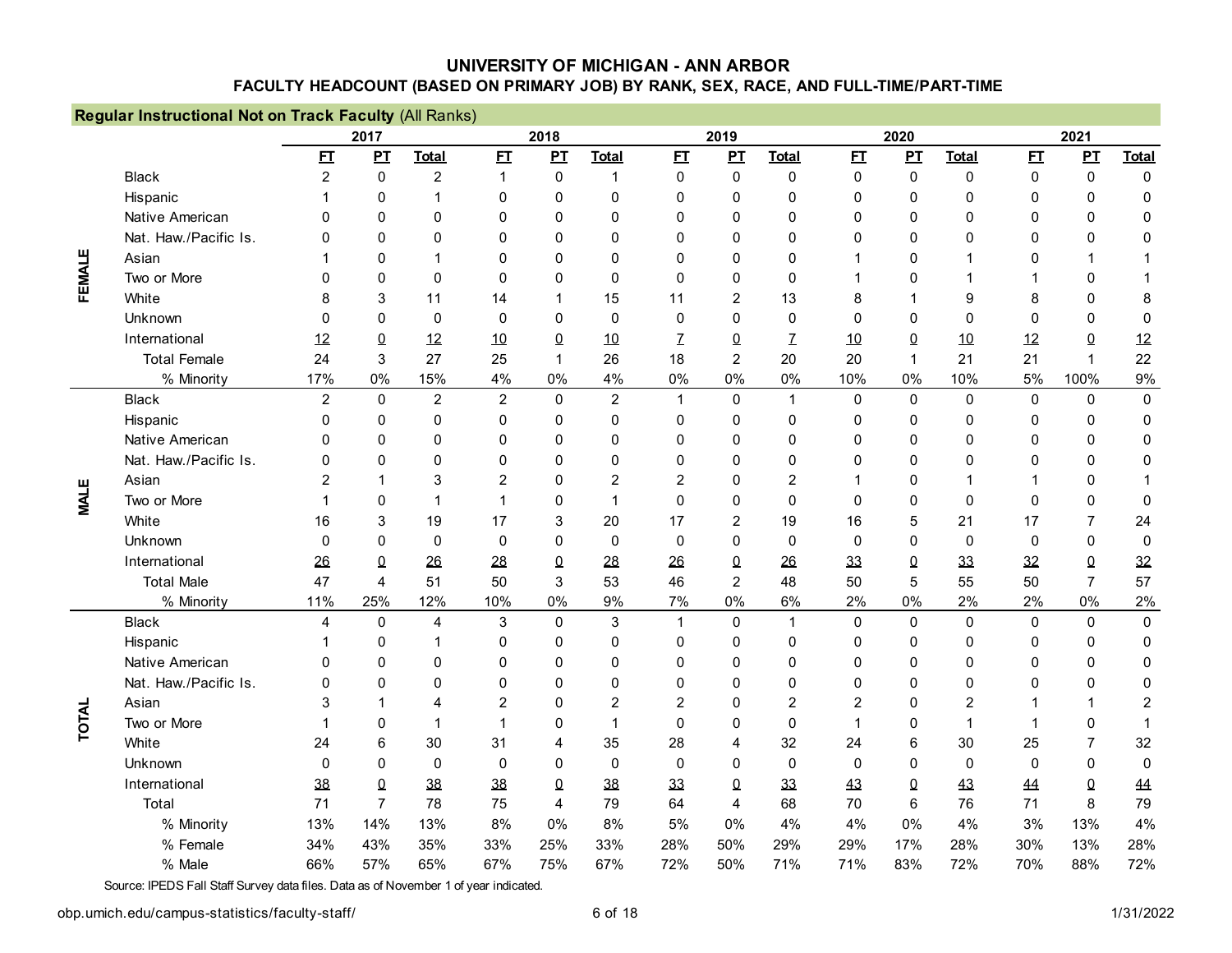# UNIVERSITY OF MICHIGAN - ANN ARBOR

## FACULTY HEADCOUNT (BASED ON PRIMARY JOB) BY RANK, SEX, RACE, AND FULL-TIME/PART-TIME

**Regular Instructional Not on Track Faculty** (All Ranks)

| | | 2017 | | | 2018 | | | 2019 | | | 2020 | | | 2021 | | |
|---|---|---|---|---|---|---|---|---|---|---|---|---|---|---|---|---|
| | | FT | PT | Total | FT | PT | Total | FT | PT | Total | FT | PT | Total | FT | PT | Total |
| FEMALE | Black | 2 | 0 | 2 | 1 | 0 | 1 | 0 | 0 | 0 | 0 | 0 | 0 | 0 | 0 | 0 |
| | Hispanic | 1 | 0 | 1 | 0 | 0 | 0 | 0 | 0 | 0 | 0 | 0 | 0 | 0 | 0 | 0 |
| | Native American | 0 | 0 | 0 | 0 | 0 | 0 | 0 | 0 | 0 | 0 | 0 | 0 | 0 | 0 | 0 |
| | Nat. Haw./Pacific Is. | 0 | 0 | 0 | 0 | 0 | 0 | 0 | 0 | 0 | 0 | 0 | 0 | 0 | 0 | 0 |
| | Asian | 1 | 0 | 1 | 0 | 0 | 0 | 0 | 0 | 0 | 1 | 0 | 1 | 0 | 1 | 1 |
| | Two or More | 0 | 0 | 0 | 0 | 0 | 0 | 0 | 0 | 0 | 1 | 0 | 1 | 1 | 0 | 1 |
| | White | 8 | 3 | 11 | 14 | 1 | 15 | 11 | 2 | 13 | 8 | 1 | 9 | 8 | 0 | 8 |
| | Unknown | 0 | 0 | 0 | 0 | 0 | 0 | 0 | 0 | 0 | 0 | 0 | 0 | 0 | 0 | 0 |
| | International | 12 | 0 | 12 | 10 | 0 | 10 | 7 | 0 | 7 | 10 | 0 | 10 | 12 | 0 | 12 |
| | Total Female | 24 | 3 | 27 | 25 | 1 | 26 | 18 | 2 | 20 | 20 | 1 | 21 | 21 | 1 | 22 |
| | % Minority | 17% | 0% | 15% | 4% | 0% | 4% | 0% | 0% | 0% | 10% | 0% | 10% | 5% | 100% | 9% |
| MALE | Black | 2 | 0 | 2 | 2 | 0 | 2 | 1 | 0 | 1 | 0 | 0 | 0 | 0 | 0 | 0 |
| | Hispanic | 0 | 0 | 0 | 0 | 0 | 0 | 0 | 0 | 0 | 0 | 0 | 0 | 0 | 0 | 0 |
| | Native American | 0 | 0 | 0 | 0 | 0 | 0 | 0 | 0 | 0 | 0 | 0 | 0 | 0 | 0 | 0 |
| | Nat. Haw./Pacific Is. | 0 | 0 | 0 | 0 | 0 | 0 | 0 | 0 | 0 | 0 | 0 | 0 | 0 | 0 | 0 |
| | Asian | 2 | 1 | 3 | 2 | 0 | 2 | 2 | 0 | 2 | 1 | 0 | 1 | 1 | 0 | 1 |
| | Two or More | 1 | 0 | 1 | 1 | 0 | 1 | 0 | 0 | 0 | 0 | 0 | 0 | 0 | 0 | 0 |
| | White | 16 | 3 | 19 | 17 | 3 | 20 | 17 | 2 | 19 | 16 | 5 | 21 | 17 | 7 | 24 |
| | Unknown | 0 | 0 | 0 | 0 | 0 | 0 | 0 | 0 | 0 | 0 | 0 | 0 | 0 | 0 | 0 |
| | International | 26 | 0 | 26 | 28 | 0 | 28 | 26 | 0 | 26 | 33 | 0 | 33 | 32 | 0 | 32 |
| | Total Male | 47 | 4 | 51 | 50 | 3 | 53 | 46 | 2 | 48 | 50 | 5 | 55 | 50 | 7 | 57 |
| | % Minority | 11% | 25% | 12% | 10% | 0% | 9% | 7% | 0% | 6% | 2% | 0% | 2% | 2% | 0% | 2% |
| TOTAL | Black | 4 | 0 | 4 | 3 | 0 | 3 | 1 | 0 | 1 | 0 | 0 | 0 | 0 | 0 | 0 |
| | Hispanic | 1 | 0 | 1 | 0 | 0 | 0 | 0 | 0 | 0 | 0 | 0 | 0 | 0 | 0 | 0 |
| | Native American | 0 | 0 | 0 | 0 | 0 | 0 | 0 | 0 | 0 | 0 | 0 | 0 | 0 | 0 | 0 |
| | Nat. Haw./Pacific Is. | 0 | 0 | 0 | 0 | 0 | 0 | 0 | 0 | 0 | 0 | 0 | 0 | 0 | 0 | 0 |
| | Asian | 3 | 1 | 4 | 2 | 0 | 2 | 2 | 0 | 2 | 2 | 0 | 2 | 1 | 1 | 2 |
| | Two or More | 1 | 0 | 1 | 1 | 0 | 1 | 0 | 0 | 0 | 1 | 0 | 1 | 1 | 0 | 1 |
| | White | 24 | 6 | 30 | 31 | 4 | 35 | 28 | 4 | 32 | 24 | 6 | 30 | 25 | 7 | 32 |
| | Unknown | 0 | 0 | 0 | 0 | 0 | 0 | 0 | 0 | 0 | 0 | 0 | 0 | 0 | 0 | 0 |
| | International | 38 | 0 | 38 | 38 | 0 | 38 | 33 | 0 | 33 | 43 | 0 | 43 | 44 | 0 | 44 |
| | Total | 71 | 7 | 78 | 75 | 4 | 79 | 64 | 4 | 68 | 70 | 6 | 76 | 71 | 8 | 79 |
| | % Minority | 13% | 14% | 13% | 8% | 0% | 8% | 5% | 0% | 4% | 4% | 0% | 4% | 3% | 13% | 4% |
| | % Female | 34% | 43% | 35% | 33% | 25% | 33% | 28% | 50% | 29% | 29% | 17% | 28% | 30% | 13% | 28% |
| | % Male | 66% | 57% | 65% | 67% | 75% | 67% | 72% | 50% | 71% | 71% | 83% | 72% | 70% | 88% | 72% |

Source: IPEDS Fall Staff Survey data files. Data as of November 1 of year indicated.

obp.umich.edu/campus-statistics/faculty-staff/

1/31/2022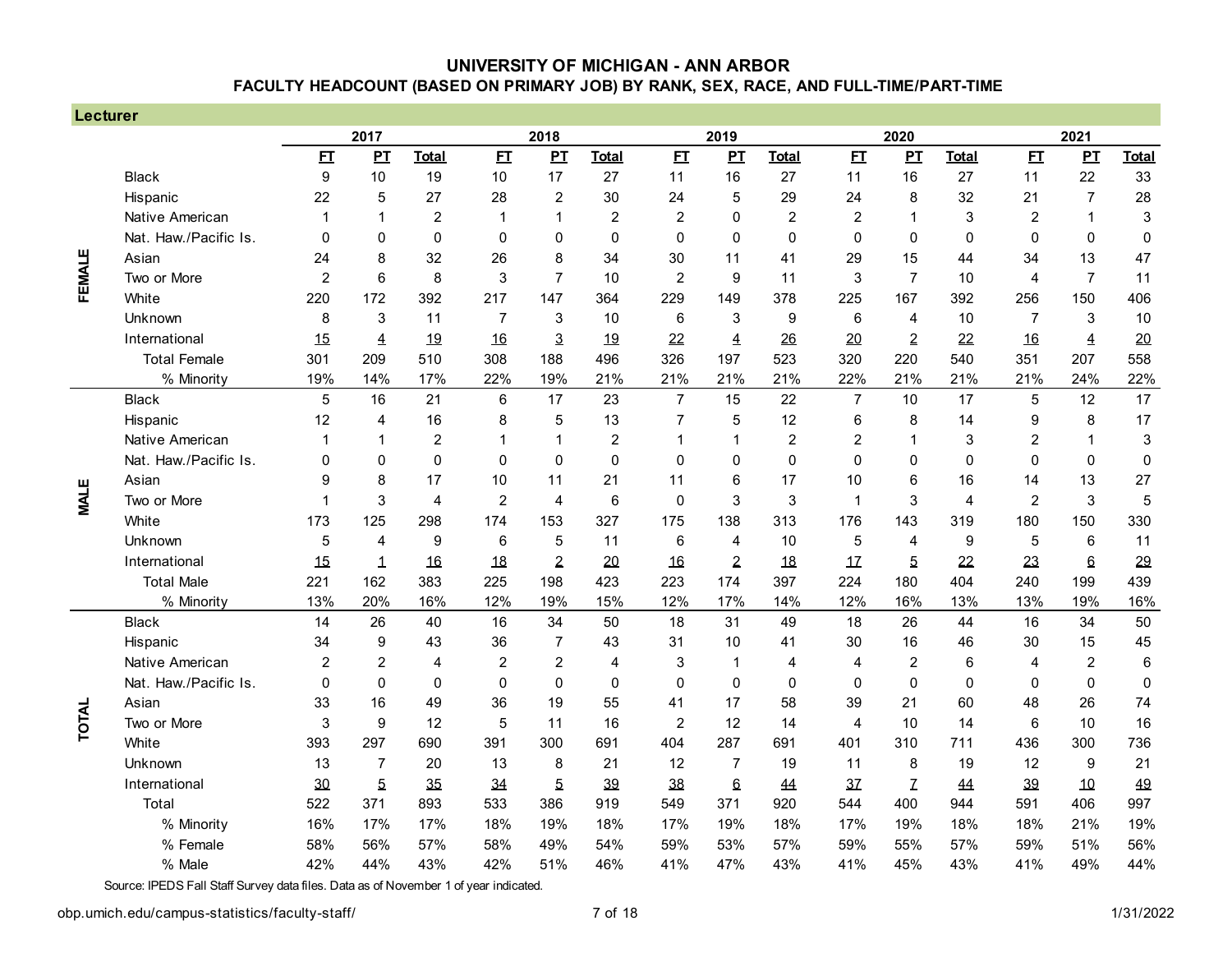# UNIVERSITY OF MICHIGAN - ANN ARBOR

## FACULTY HEADCOUNT (BASED ON PRIMARY JOB) BY RANK, SEX, RACE, AND FULL-TIME/PART-TIME

### Lecturer

| | | 2017 | | | 2018 | | | 2019 | | | 2020 | | | 2021 | | |
|---|---|---|---|---|---|---|---|---|---|---|---|---|---|---|---|---|
| | | FT | PT | Total | FT | PT | Total | FT | PT | Total | FT | PT | Total | FT | PT | Total |
| FEMALE | Black | 9 | 10 | 19 | 10 | 17 | 27 | 11 | 16 | 27 | 11 | 16 | 27 | 11 | 22 | 33 |
| | Hispanic | 22 | 5 | 27 | 28 | 2 | 30 | 24 | 5 | 29 | 24 | 8 | 32 | 21 | 7 | 28 |
| | Native American | 1 | 1 | 2 | 1 | 1 | 2 | 2 | 0 | 2 | 2 | 1 | 3 | 2 | 1 | 3 |
| | Nat. Haw./Pacific Is. | 0 | 0 | 0 | 0 | 0 | 0 | 0 | 0 | 0 | 0 | 0 | 0 | 0 | 0 | 0 |
| | Asian | 24 | 8 | 32 | 26 | 8 | 34 | 30 | 11 | 41 | 29 | 15 | 44 | 34 | 13 | 47 |
| | Two or More | 2 | 6 | 8 | 3 | 7 | 10 | 2 | 9 | 11 | 3 | 7 | 10 | 4 | 7 | 11 |
| | White | 220 | 172 | 392 | 217 | 147 | 364 | 229 | 149 | 378 | 225 | 167 | 392 | 256 | 150 | 406 |
| | Unknown | 8 | 3 | 11 | 7 | 3 | 10 | 6 | 3 | 9 | 6 | 4 | 10 | 7 | 3 | 10 |
| | International | 15 | 4 | 19 | 16 | 3 | 19 | 22 | 4 | 26 | 20 | 2 | 22 | 16 | 4 | 20 |
| | Total Female | 301 | 209 | 510 | 308 | 188 | 496 | 326 | 197 | 523 | 320 | 220 | 540 | 351 | 207 | 558 |
| | % Minority | 19% | 14% | 17% | 22% | 19% | 21% | 21% | 21% | 21% | 22% | 21% | 21% | 21% | 24% | 22% |
| MALE | Black | 5 | 16 | 21 | 6 | 17 | 23 | 7 | 15 | 22 | 7 | 10 | 17 | 5 | 12 | 17 |
| | Hispanic | 12 | 4 | 16 | 8 | 5 | 13 | 7 | 5 | 12 | 6 | 8 | 14 | 9 | 8 | 17 |
| | Native American | 1 | 1 | 2 | 1 | 1 | 2 | 1 | 1 | 2 | 2 | 1 | 3 | 2 | 1 | 3 |
| | Nat. Haw./Pacific Is. | 0 | 0 | 0 | 0 | 0 | 0 | 0 | 0 | 0 | 0 | 0 | 0 | 0 | 0 | 0 |
| | Asian | 9 | 8 | 17 | 10 | 11 | 21 | 11 | 6 | 17 | 10 | 6 | 16 | 14 | 13 | 27 |
| | Two or More | 1 | 3 | 4 | 2 | 4 | 6 | 0 | 3 | 3 | 1 | 3 | 4 | 2 | 3 | 5 |
| | White | 173 | 125 | 298 | 174 | 153 | 327 | 175 | 138 | 313 | 176 | 143 | 319 | 180 | 150 | 330 |
| | Unknown | 5 | 4 | 9 | 6 | 5 | 11 | 6 | 4 | 10 | 5 | 4 | 9 | 5 | 6 | 11 |
| | International | 15 | 1 | 16 | 18 | 2 | 20 | 16 | 2 | 18 | 17 | 5 | 22 | 23 | 6 | 29 |
| | Total Male | 221 | 162 | 383 | 225 | 198 | 423 | 223 | 174 | 397 | 224 | 180 | 404 | 240 | 199 | 439 |
| | % Minority | 13% | 20% | 16% | 12% | 19% | 15% | 12% | 17% | 14% | 12% | 16% | 13% | 13% | 19% | 16% |
| TOTAL | Black | 14 | 26 | 40 | 16 | 34 | 50 | 18 | 31 | 49 | 18 | 26 | 44 | 16 | 34 | 50 |
| | Hispanic | 34 | 9 | 43 | 36 | 7 | 43 | 31 | 10 | 41 | 30 | 16 | 46 | 30 | 15 | 45 |
| | Native American | 2 | 2 | 4 | 2 | 2 | 4 | 3 | 1 | 4 | 4 | 2 | 6 | 4 | 2 | 6 |
| | Nat. Haw./Pacific Is. | 0 | 0 | 0 | 0 | 0 | 0 | 0 | 0 | 0 | 0 | 0 | 0 | 0 | 0 | 0 |
| | Asian | 33 | 16 | 49 | 36 | 19 | 55 | 41 | 17 | 58 | 39 | 21 | 60 | 48 | 26 | 74 |
| | Two or More | 3 | 9 | 12 | 5 | 11 | 16 | 2 | 12 | 14 | 4 | 10 | 14 | 6 | 10 | 16 |
| | White | 393 | 297 | 690 | 391 | 300 | 691 | 404 | 287 | 691 | 401 | 310 | 711 | 436 | 300 | 736 |
| | Unknown | 13 | 7 | 20 | 13 | 8 | 21 | 12 | 7 | 19 | 11 | 8 | 19 | 12 | 9 | 21 |
| | International | 30 | 5 | 35 | 34 | 5 | 39 | 38 | 6 | 44 | 37 | 7 | 44 | 39 | 10 | 49 |
| | Total | 522 | 371 | 893 | 533 | 386 | 919 | 549 | 371 | 920 | 544 | 400 | 944 | 591 | 406 | 997 |
| | % Minority | 16% | 17% | 17% | 18% | 19% | 18% | 17% | 19% | 18% | 17% | 19% | 18% | 18% | 21% | 19% |
| | % Female | 58% | 56% | 57% | 58% | 49% | 54% | 59% | 53% | 57% | 59% | 55% | 57% | 59% | 51% | 56% |
| | % Male | 42% | 44% | 43% | 42% | 51% | 46% | 41% | 47% | 43% | 41% | 45% | 43% | 41% | 49% | 44% |

Source: IPEDS Fall Staff Survey data files. Data as of November 1 of year indicated.

obp.umich.edu/campus-statistics/faculty-staff/

1/31/2022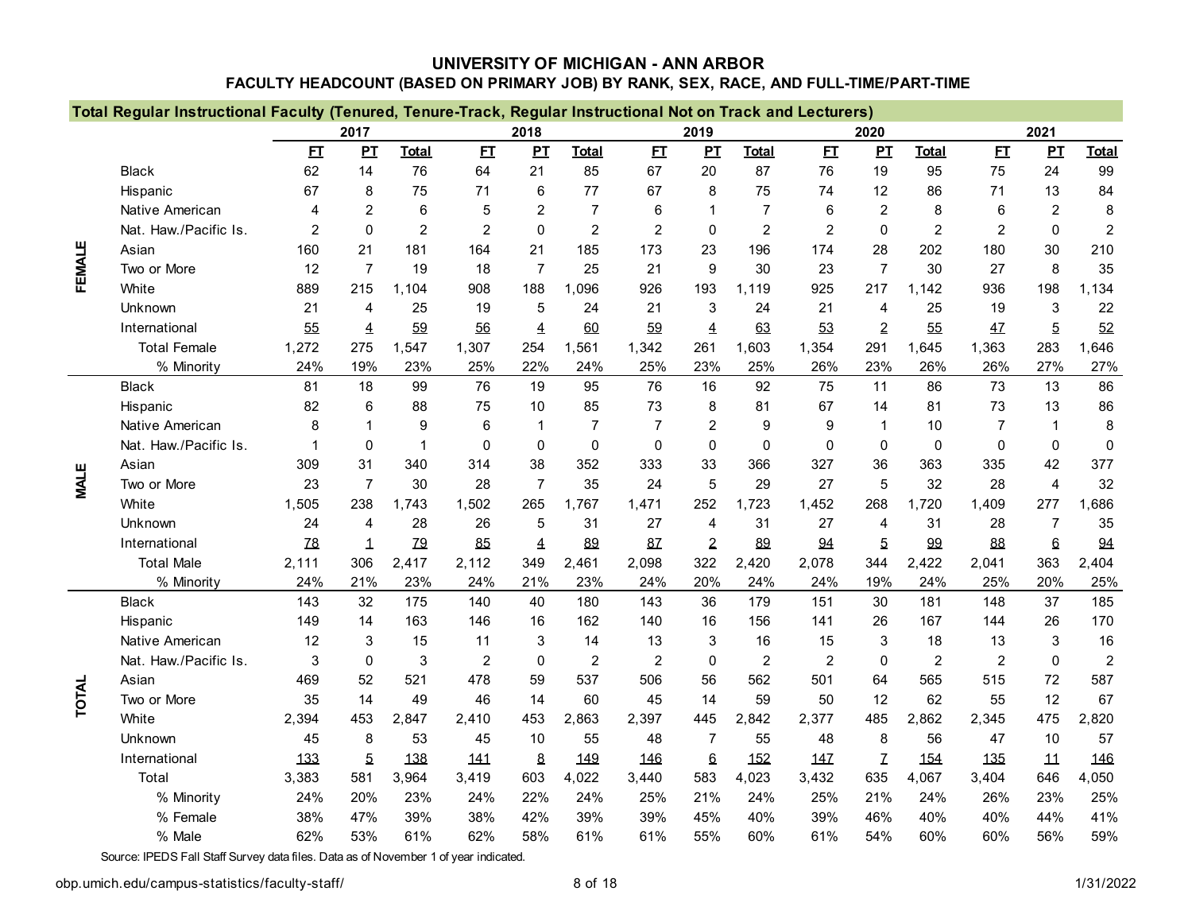# UNIVERSITY OF MICHIGAN - ANN ARBOR

## FACULTY HEADCOUNT (BASED ON PRIMARY JOB) BY RANK, SEX, RACE, AND FULL-TIME/PART-TIME

### Total Regular Instructional Faculty (Tenured, Tenure-Track, Regular Instructional Not on Track and Lecturers)

| | | 2017 | | | 2018 | | | 2019 | | | 2020 | | | 2021 | | |
|---|---|---|---|---|---|---|---|---|---|---|---|---|---|---|---|---|
| | | FT | PT | Total | FT | PT | Total | FT | PT | Total | FT | PT | Total | FT | PT | Total |
| FEMALE | Black | 62 | 14 | 76 | 64 | 21 | 85 | 67 | 20 | 87 | 76 | 19 | 95 | 75 | 24 | 99 |
| | Hispanic | 67 | 8 | 75 | 71 | 6 | 77 | 67 | 8 | 75 | 74 | 12 | 86 | 71 | 13 | 84 |
| | Native American | 4 | 2 | 6 | 5 | 2 | 7 | 6 | 1 | 7 | 6 | 2 | 8 | 6 | 2 | 8 |
| | Nat. Haw./Pacific Is. | 2 | 0 | 2 | 2 | 0 | 2 | 2 | 0 | 2 | 2 | 0 | 2 | 2 | 0 | 2 |
| | Asian | 160 | 21 | 181 | 164 | 21 | 185 | 173 | 23 | 196 | 174 | 28 | 202 | 180 | 30 | 210 |
| | Two or More | 12 | 7 | 19 | 18 | 7 | 25 | 21 | 9 | 30 | 23 | 7 | 30 | 27 | 8 | 35 |
| | White | 889 | 215 | 1,104 | 908 | 188 | 1,096 | 926 | 193 | 1,119 | 925 | 217 | 1,142 | 936 | 198 | 1,134 |
| | Unknown | 21 | 4 | 25 | 19 | 5 | 24 | 21 | 3 | 24 | 21 | 4 | 25 | 19 | 3 | 22 |
| | International | 55 | 4 | 59 | 56 | 4 | 60 | 59 | 4 | 63 | 53 | 2 | 55 | 47 | 5 | 52 |
| | Total Female | 1,272 | 275 | 1,547 | 1,307 | 254 | 1,561 | 1,342 | 261 | 1,603 | 1,354 | 291 | 1,645 | 1,363 | 283 | 1,646 |
| | % Minority | 24% | 19% | 23% | 25% | 22% | 24% | 25% | 23% | 25% | 26% | 23% | 26% | 26% | 27% | 27% |
| MALE | Black | 81 | 18 | 99 | 76 | 19 | 95 | 76 | 16 | 92 | 75 | 11 | 86 | 73 | 13 | 86 |
| | Hispanic | 82 | 6 | 88 | 75 | 10 | 85 | 73 | 8 | 81 | 67 | 14 | 81 | 73 | 13 | 86 |
| | Native American | 8 | 1 | 9 | 6 | 1 | 7 | 7 | 2 | 9 | 9 | 1 | 10 | 7 | 1 | 8 |
| | Nat. Haw./Pacific Is. | 1 | 0 | 1 | 0 | 0 | 0 | 0 | 0 | 0 | 0 | 0 | 0 | 0 | 0 | 0 |
| | Asian | 309 | 31 | 340 | 314 | 38 | 352 | 333 | 33 | 366 | 327 | 36 | 363 | 335 | 42 | 377 |
| | Two or More | 23 | 7 | 30 | 28 | 7 | 35 | 24 | 5 | 29 | 27 | 5 | 32 | 28 | 4 | 32 |
| | White | 1,505 | 238 | 1,743 | 1,502 | 265 | 1,767 | 1,471 | 252 | 1,723 | 1,452 | 268 | 1,720 | 1,409 | 277 | 1,686 |
| | Unknown | 24 | 4 | 28 | 26 | 5 | 31 | 27 | 4 | 31 | 27 | 4 | 31 | 28 | 7 | 35 |
| | International | 78 | 1 | 79 | 85 | 4 | 89 | 87 | 2 | 89 | 94 | 5 | 99 | 88 | 6 | 94 |
| | Total Male | 2,111 | 306 | 2,417 | 2,112 | 349 | 2,461 | 2,098 | 322 | 2,420 | 2,078 | 344 | 2,422 | 2,041 | 363 | 2,404 |
| | % Minority | 24% | 21% | 23% | 24% | 21% | 23% | 24% | 20% | 24% | 24% | 19% | 24% | 25% | 20% | 25% |
| TOTAL | Black | 143 | 32 | 175 | 140 | 40 | 180 | 143 | 36 | 179 | 151 | 30 | 181 | 148 | 37 | 185 |
| | Hispanic | 149 | 14 | 163 | 146 | 16 | 162 | 140 | 16 | 156 | 141 | 26 | 167 | 144 | 26 | 170 |
| | Native American | 12 | 3 | 15 | 11 | 3 | 14 | 13 | 3 | 16 | 15 | 3 | 18 | 13 | 3 | 16 |
| | Nat. Haw./Pacific Is. | 3 | 0 | 3 | 2 | 0 | 2 | 2 | 0 | 2 | 2 | 0 | 2 | 2 | 0 | 2 |
| | Asian | 469 | 52 | 521 | 478 | 59 | 537 | 506 | 56 | 562 | 501 | 64 | 565 | 515 | 72 | 587 |
| | Two or More | 35 | 14 | 49 | 46 | 14 | 60 | 45 | 14 | 59 | 50 | 12 | 62 | 55 | 12 | 67 |
| | White | 2,394 | 453 | 2,847 | 2,410 | 453 | 2,863 | 2,397 | 445 | 2,842 | 2,377 | 485 | 2,862 | 2,345 | 475 | 2,820 |
| | Unknown | 45 | 8 | 53 | 45 | 10 | 55 | 48 | 7 | 55 | 48 | 8 | 56 | 47 | 10 | 57 |
| | International | 133 | 5 | 138 | 141 | 8 | 149 | 146 | 6 | 152 | 147 | 7 | 154 | 135 | 11 | 146 |
| | Total | 3,383 | 581 | 3,964 | 3,419 | 603 | 4,022 | 3,440 | 583 | 4,023 | 3,432 | 635 | 4,067 | 3,404 | 646 | 4,050 |
| | % Minority | 24% | 20% | 23% | 24% | 22% | 24% | 25% | 21% | 24% | 25% | 21% | 24% | 26% | 23% | 25% |
| | % Female | 38% | 47% | 39% | 38% | 42% | 39% | 39% | 45% | 40% | 39% | 46% | 40% | 40% | 44% | 41% |
| | % Male | 62% | 53% | 61% | 62% | 58% | 61% | 61% | 55% | 60% | 61% | 54% | 60% | 60% | 56% | 59% |

Source: IPEDS Fall Staff Survey data files. Data as of November 1 of year indicated.

obp.umich.edu/campus-statistics/faculty-staff/

1/31/2022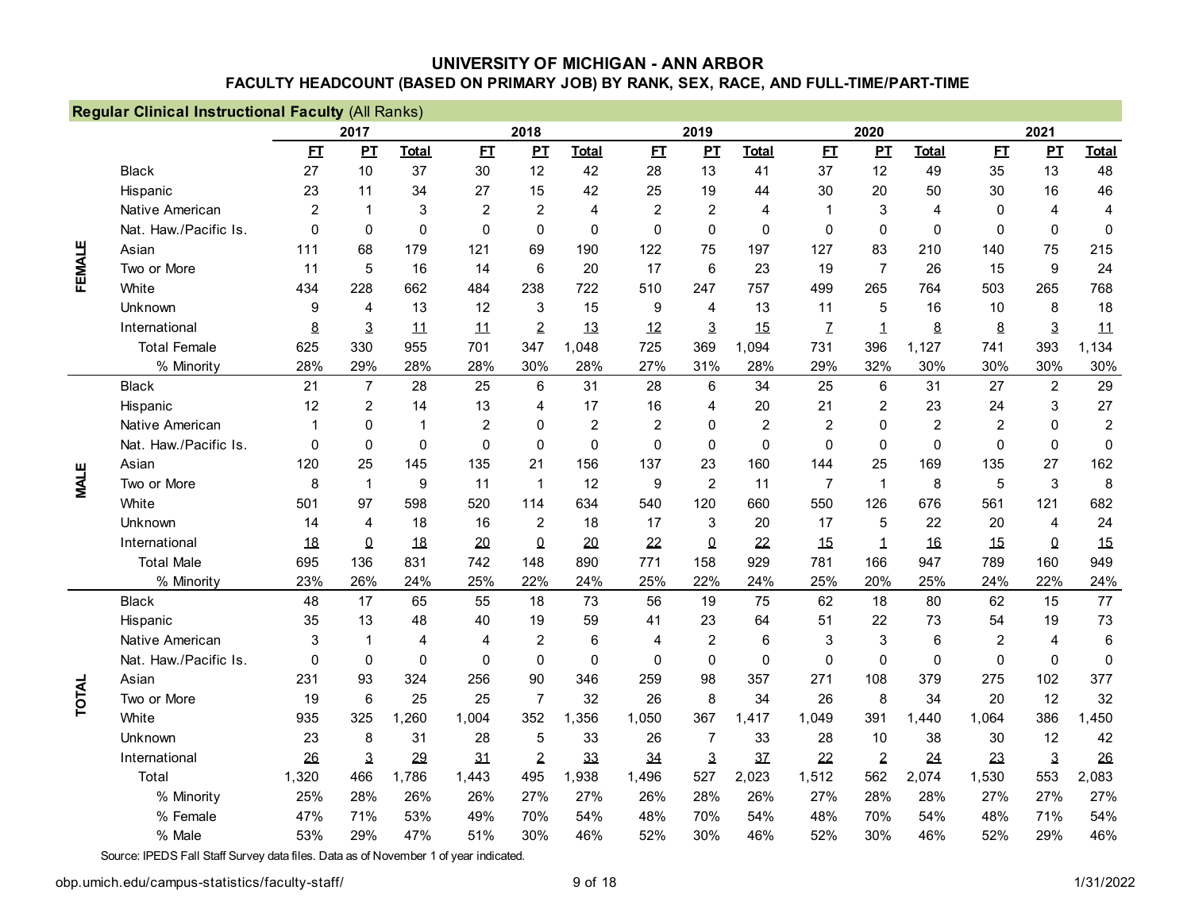# UNIVERSITY OF MICHIGAN - ANN ARBOR

## FACULTY HEADCOUNT (BASED ON PRIMARY JOB) BY RANK, SEX, RACE, AND FULL-TIME/PART-TIME

**Regular Clinical Instructional Faculty** (All Ranks)

| | | 2017 | | | 2018 | | | 2019 | | | 2020 | | | 2021 | | |
|---|---|---|---|---|---|---|---|---|---|---|---|---|---|---|---|---|
| | | FT | PT | Total | FT | PT | Total | FT | PT | Total | FT | PT | Total | FT | PT | Total |
| FEMALE | Black | 27 | 10 | 37 | 30 | 12 | 42 | 28 | 13 | 41 | 37 | 12 | 49 | 35 | 13 | 48 |
| | Hispanic | 23 | 11 | 34 | 27 | 15 | 42 | 25 | 19 | 44 | 30 | 20 | 50 | 30 | 16 | 46 |
| | Native American | 2 | 1 | 3 | 2 | 2 | 4 | 2 | 2 | 4 | 1 | 3 | 4 | 0 | 4 | 4 |
| | Nat. Haw./Pacific Is. | 0 | 0 | 0 | 0 | 0 | 0 | 0 | 0 | 0 | 0 | 0 | 0 | 0 | 0 | 0 |
| | Asian | 111 | 68 | 179 | 121 | 69 | 190 | 122 | 75 | 197 | 127 | 83 | 210 | 140 | 75 | 215 |
| | Two or More | 11 | 5 | 16 | 14 | 6 | 20 | 17 | 6 | 23 | 19 | 7 | 26 | 15 | 9 | 24 |
| | White | 434 | 228 | 662 | 484 | 238 | 722 | 510 | 247 | 757 | 499 | 265 | 764 | 503 | 265 | 768 |
| | Unknown | 9 | 4 | 13 | 12 | 3 | 15 | 9 | 4 | 13 | 11 | 5 | 16 | 10 | 8 | 18 |
| | International | 8 | 3 | 11 | 11 | 2 | 13 | 12 | 3 | 15 | 7 | 1 | 8 | 8 | 3 | 11 |
| | Total Female | 625 | 330 | 955 | 701 | 347 | 1,048 | 725 | 369 | 1,094 | 731 | 396 | 1,127 | 741 | 393 | 1,134 |
| | % Minority | 28% | 29% | 28% | 28% | 30% | 28% | 27% | 31% | 28% | 29% | 32% | 30% | 30% | 30% | 30% |
| MALE | Black | 21 | 7 | 28 | 25 | 6 | 31 | 28 | 6 | 34 | 25 | 6 | 31 | 27 | 2 | 29 |
| | Hispanic | 12 | 2 | 14 | 13 | 4 | 17 | 16 | 4 | 20 | 21 | 2 | 23 | 24 | 3 | 27 |
| | Native American | 1 | 0 | 1 | 2 | 0 | 2 | 2 | 0 | 2 | 2 | 0 | 2 | 2 | 0 | 2 |
| | Nat. Haw./Pacific Is. | 0 | 0 | 0 | 0 | 0 | 0 | 0 | 0 | 0 | 0 | 0 | 0 | 0 | 0 | 0 |
| | Asian | 120 | 25 | 145 | 135 | 21 | 156 | 137 | 23 | 160 | 144 | 25 | 169 | 135 | 27 | 162 |
| | Two or More | 8 | 1 | 9 | 11 | 1 | 12 | 9 | 2 | 11 | 7 | 1 | 8 | 5 | 3 | 8 |
| | White | 501 | 97 | 598 | 520 | 114 | 634 | 540 | 120 | 660 | 550 | 126 | 676 | 561 | 121 | 682 |
| | Unknown | 14 | 4 | 18 | 16 | 2 | 18 | 17 | 3 | 20 | 17 | 5 | 22 | 20 | 4 | 24 |
| | International | 18 | 0 | 18 | 20 | 0 | 20 | 22 | 0 | 22 | 15 | 1 | 16 | 15 | 0 | 15 |
| | Total Male | 695 | 136 | 831 | 742 | 148 | 890 | 771 | 158 | 929 | 781 | 166 | 947 | 789 | 160 | 949 |
| | % Minority | 23% | 26% | 24% | 25% | 22% | 24% | 25% | 22% | 24% | 25% | 20% | 25% | 24% | 22% | 24% |
| TOTAL | Black | 48 | 17 | 65 | 55 | 18 | 73 | 56 | 19 | 75 | 62 | 18 | 80 | 62 | 15 | 77 |
| | Hispanic | 35 | 13 | 48 | 40 | 19 | 59 | 41 | 23 | 64 | 51 | 22 | 73 | 54 | 19 | 73 |
| | Native American | 3 | 1 | 4 | 4 | 2 | 6 | 4 | 2 | 6 | 3 | 3 | 6 | 2 | 4 | 6 |
| | Nat. Haw./Pacific Is. | 0 | 0 | 0 | 0 | 0 | 0 | 0 | 0 | 0 | 0 | 0 | 0 | 0 | 0 | 0 |
| | Asian | 231 | 93 | 324 | 256 | 90 | 346 | 259 | 98 | 357 | 271 | 108 | 379 | 275 | 102 | 377 |
| | Two or More | 19 | 6 | 25 | 25 | 7 | 32 | 26 | 8 | 34 | 26 | 8 | 34 | 20 | 12 | 32 |
| | White | 935 | 325 | 1,260 | 1,004 | 352 | 1,356 | 1,050 | 367 | 1,417 | 1,049 | 391 | 1,440 | 1,064 | 386 | 1,450 |
| | Unknown | 23 | 8 | 31 | 28 | 5 | 33 | 26 | 7 | 33 | 28 | 10 | 38 | 30 | 12 | 42 |
| | International | 26 | 3 | 29 | 31 | 2 | 33 | 34 | 3 | 37 | 22 | 2 | 24 | 23 | 3 | 26 |
| | Total | 1,320 | 466 | 1,786 | 1,443 | 495 | 1,938 | 1,496 | 527 | 2,023 | 1,512 | 562 | 2,074 | 1,530 | 553 | 2,083 |
| | % Minority | 25% | 28% | 26% | 26% | 27% | 27% | 26% | 28% | 26% | 27% | 28% | 28% | 27% | 27% | 27% |
| | % Female | 47% | 71% | 53% | 49% | 70% | 54% | 48% | 70% | 54% | 48% | 70% | 54% | 48% | 71% | 54% |
| | % Male | 53% | 29% | 47% | 51% | 30% | 46% | 52% | 30% | 46% | 52% | 30% | 46% | 52% | 29% | 46% |

Source: IPEDS Fall Staff Survey data files. Data as of November 1 of year indicated.

obp.umich.edu/campus-statistics/faculty-staff/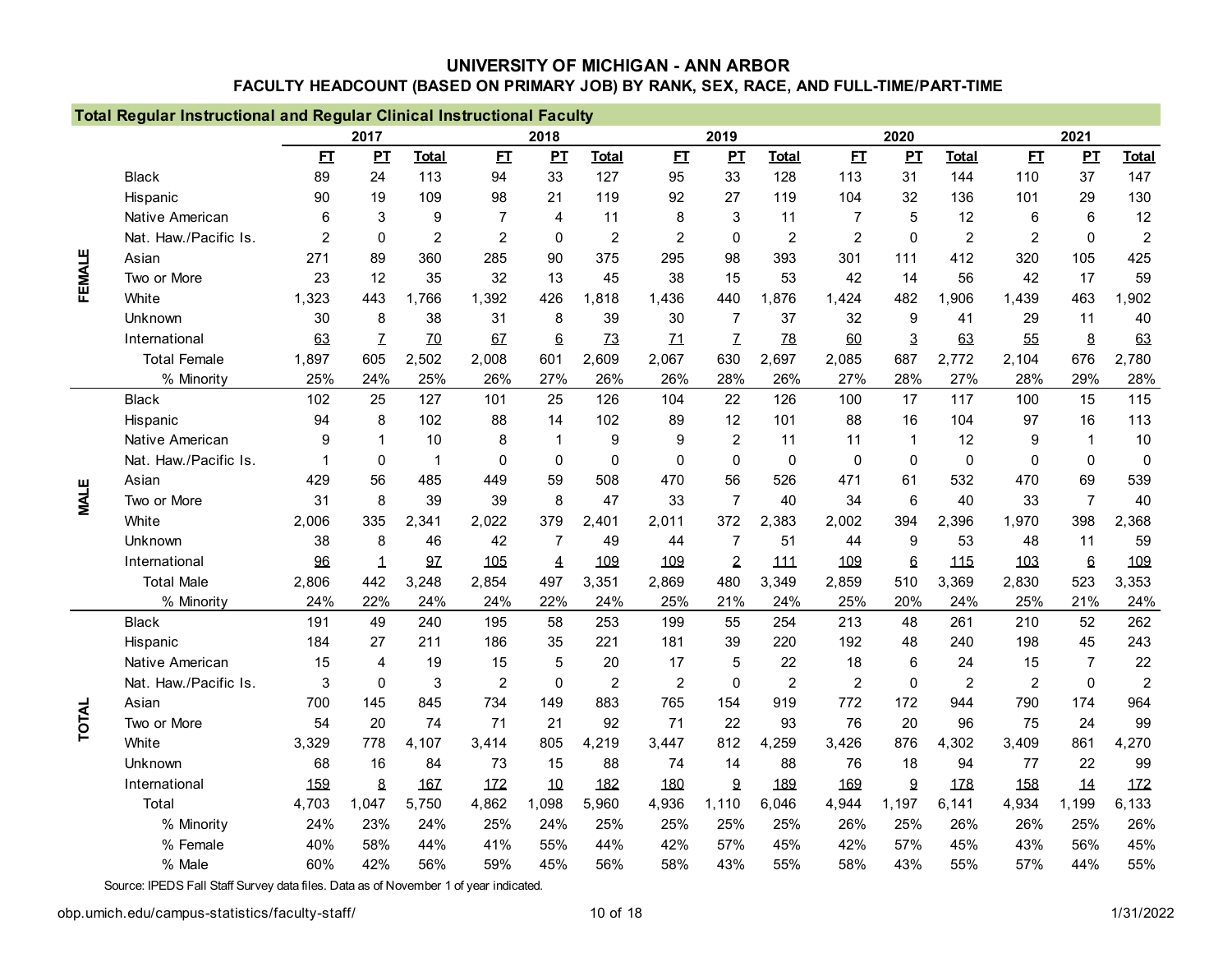# UNIVERSITY OF MICHIGAN - ANN ARBOR

## FACULTY HEADCOUNT (BASED ON PRIMARY JOB) BY RANK, SEX, RACE, AND FULL-TIME/PART-TIME

### Total Regular Instructional and Regular Clinical Instructional Faculty

| | | 2017 | | | 2018 | | | 2019 | | | 2020 | | | 2021 | | |
|---|---|---|---|---|---|---|---|---|---|---|---|---|---|---|---|---|
| | | FT | PT | Total | FT | PT | Total | FT | PT | Total | FT | PT | Total | FT | PT | Total |
| FEMALE | Black | 89 | 24 | 113 | 94 | 33 | 127 | 95 | 33 | 128 | 113 | 31 | 144 | 110 | 37 | 147 |
| | Hispanic | 90 | 19 | 109 | 98 | 21 | 119 | 92 | 27 | 119 | 104 | 32 | 136 | 101 | 29 | 130 |
| | Native American | 6 | 3 | 9 | 7 | 4 | 11 | 8 | 3 | 11 | 7 | 5 | 12 | 6 | 6 | 12 |
| | Nat. Haw./Pacific Is. | 2 | 0 | 2 | 2 | 0 | 2 | 2 | 0 | 2 | 2 | 0 | 2 | 2 | 0 | 2 |
| | Asian | 271 | 89 | 360 | 285 | 90 | 375 | 295 | 98 | 393 | 301 | 111 | 412 | 320 | 105 | 425 |
| | Two or More | 23 | 12 | 35 | 32 | 13 | 45 | 38 | 15 | 53 | 42 | 14 | 56 | 42 | 17 | 59 |
| | White | 1,323 | 443 | 1,766 | 1,392 | 426 | 1,818 | 1,436 | 440 | 1,876 | 1,424 | 482 | 1,906 | 1,439 | 463 | 1,902 |
| | Unknown | 30 | 8 | 38 | 31 | 8 | 39 | 30 | 7 | 37 | 32 | 9 | 41 | 29 | 11 | 40 |
| | International | 63 | 7 | 70 | 67 | 6 | 73 | 71 | 7 | 78 | 60 | 3 | 63 | 55 | 8 | 63 |
| | Total Female | 1,897 | 605 | 2,502 | 2,008 | 601 | 2,609 | 2,067 | 630 | 2,697 | 2,085 | 687 | 2,772 | 2,104 | 676 | 2,780 |
| | % Minority | 25% | 24% | 25% | 26% | 27% | 26% | 26% | 28% | 26% | 27% | 28% | 27% | 28% | 29% | 28% |
| MALE | Black | 102 | 25 | 127 | 101 | 25 | 126 | 104 | 22 | 126 | 100 | 17 | 117 | 100 | 15 | 115 |
| | Hispanic | 94 | 8 | 102 | 88 | 14 | 102 | 89 | 12 | 101 | 88 | 16 | 104 | 97 | 16 | 113 |
| | Native American | 9 | 1 | 10 | 8 | 1 | 9 | 9 | 2 | 11 | 11 | 1 | 12 | 9 | 1 | 10 |
| | Nat. Haw./Pacific Is. | 1 | 0 | 1 | 0 | 0 | 0 | 0 | 0 | 0 | 0 | 0 | 0 | 0 | 0 | 0 |
| | Asian | 429 | 56 | 485 | 449 | 59 | 508 | 470 | 56 | 526 | 471 | 61 | 532 | 470 | 69 | 539 |
| | Two or More | 31 | 8 | 39 | 39 | 8 | 47 | 33 | 7 | 40 | 34 | 6 | 40 | 33 | 7 | 40 |
| | White | 2,006 | 335 | 2,341 | 2,022 | 379 | 2,401 | 2,011 | 372 | 2,383 | 2,002 | 394 | 2,396 | 1,970 | 398 | 2,368 |
| | Unknown | 38 | 8 | 46 | 42 | 7 | 49 | 44 | 7 | 51 | 44 | 9 | 53 | 48 | 11 | 59 |
| | International | 96 | 1 | 97 | 105 | 4 | 109 | 109 | 2 | 111 | 109 | 6 | 115 | 103 | 6 | 109 |
| | Total Male | 2,806 | 442 | 3,248 | 2,854 | 497 | 3,351 | 2,869 | 480 | 3,349 | 2,859 | 510 | 3,369 | 2,830 | 523 | 3,353 |
| | % Minority | 24% | 22% | 24% | 24% | 22% | 24% | 25% | 21% | 24% | 25% | 20% | 24% | 25% | 21% | 24% |
| TOTAL | Black | 191 | 49 | 240 | 195 | 58 | 253 | 199 | 55 | 254 | 213 | 48 | 261 | 210 | 52 | 262 |
| | Hispanic | 184 | 27 | 211 | 186 | 35 | 221 | 181 | 39 | 220 | 192 | 48 | 240 | 198 | 45 | 243 |
| | Native American | 15 | 4 | 19 | 15 | 5 | 20 | 17 | 5 | 22 | 18 | 6 | 24 | 15 | 7 | 22 |
| | Nat. Haw./Pacific Is. | 3 | 0 | 3 | 2 | 0 | 2 | 2 | 0 | 2 | 2 | 0 | 2 | 2 | 0 | 2 |
| | Asian | 700 | 145 | 845 | 734 | 149 | 883 | 765 | 154 | 919 | 772 | 172 | 944 | 790 | 174 | 964 |
| | Two or More | 54 | 20 | 74 | 71 | 21 | 92 | 71 | 22 | 93 | 76 | 20 | 96 | 75 | 24 | 99 |
| | White | 3,329 | 778 | 4,107 | 3,414 | 805 | 4,219 | 3,447 | 812 | 4,259 | 3,426 | 876 | 4,302 | 3,409 | 861 | 4,270 |
| | Unknown | 68 | 16 | 84 | 73 | 15 | 88 | 74 | 14 | 88 | 76 | 18 | 94 | 77 | 22 | 99 |
| | International | 159 | 8 | 167 | 172 | 10 | 182 | 180 | 9 | 189 | 169 | 9 | 178 | 158 | 14 | 172 |
| | Total | 4,703 | 1,047 | 5,750 | 4,862 | 1,098 | 5,960 | 4,936 | 1,110 | 6,046 | 4,944 | 1,197 | 6,141 | 4,934 | 1,199 | 6,133 |
| | % Minority | 24% | 23% | 24% | 25% | 24% | 25% | 25% | 25% | 25% | 26% | 25% | 26% | 26% | 25% | 26% |
| | % Female | 40% | 58% | 44% | 41% | 55% | 44% | 42% | 57% | 45% | 42% | 57% | 45% | 43% | 56% | 45% |
| | % Male | 60% | 42% | 56% | 59% | 45% | 56% | 58% | 43% | 55% | 58% | 43% | 55% | 57% | 44% | 55% |

Source: IPEDS Fall Staff Survey data files. Data as of November 1 of year indicated.

obp.umich.edu/campus-statistics/faculty-staff/

1/31/2022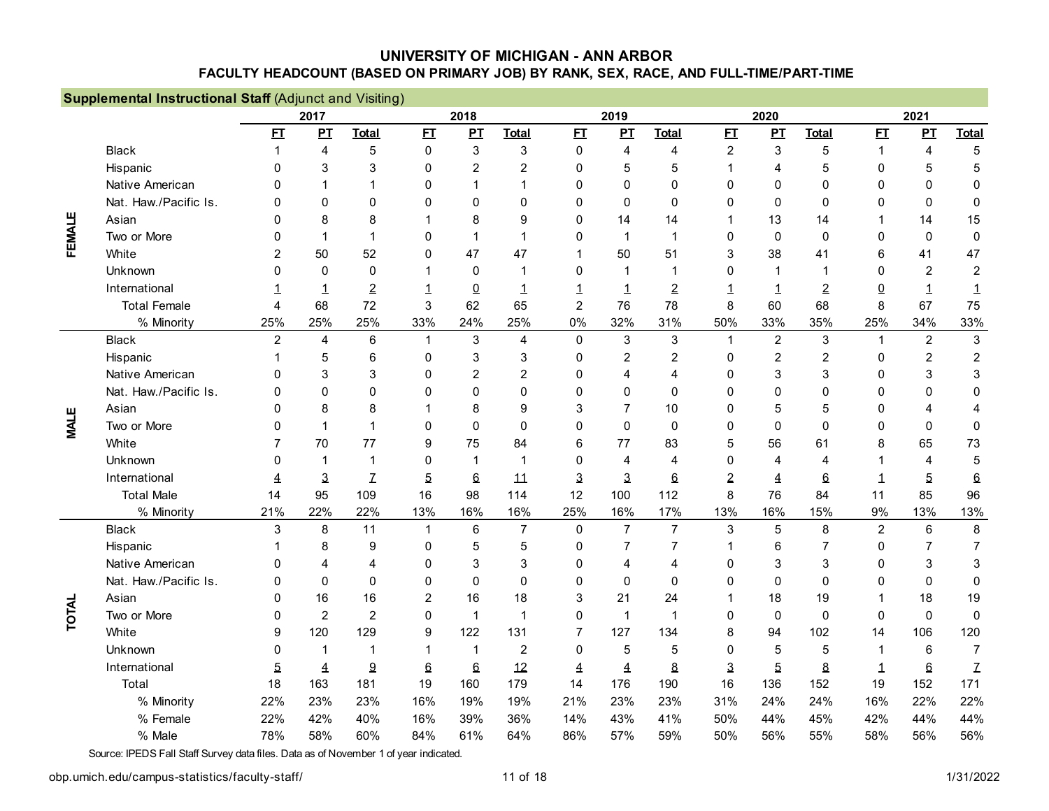# UNIVERSITY OF MICHIGAN - ANN ARBOR

## FACULTY HEADCOUNT (BASED ON PRIMARY JOB) BY RANK, SEX, RACE, AND FULL-TIME/PART-TIME

**Supplemental Instructional Staff** (Adjunct and Visiting)

| | | 2017 | | | 2018 | | | 2019 | | | 2020 | | | 2021 | | |
|---|---|---|---|---|---|---|---|---|---|---|---|---|---|---|---|---|
| | | FT | PT | Total | FT | PT | Total | FT | PT | Total | FT | PT | Total | FT | PT | Total |
| FEMALE | Black | 1 | 4 | 5 | 0 | 3 | 3 | 0 | 4 | 4 | 2 | 3 | 5 | 1 | 4 | 5 |
| | Hispanic | 0 | 3 | 3 | 0 | 2 | 2 | 0 | 5 | 5 | 1 | 4 | 5 | 0 | 5 | 5 |
| | Native American | 0 | 1 | 1 | 0 | 1 | 1 | 0 | 0 | 0 | 0 | 0 | 0 | 0 | 0 | 0 |
| | Nat. Haw./Pacific Is. | 0 | 0 | 0 | 0 | 0 | 0 | 0 | 0 | 0 | 0 | 0 | 0 | 0 | 0 | 0 |
| | Asian | 0 | 8 | 8 | 1 | 8 | 9 | 0 | 14 | 14 | 1 | 13 | 14 | 1 | 14 | 15 |
| | Two or More | 0 | 1 | 1 | 0 | 1 | 1 | 0 | 1 | 1 | 0 | 0 | 0 | 0 | 0 | 0 |
| | White | 2 | 50 | 52 | 0 | 47 | 47 | 1 | 50 | 51 | 3 | 38 | 41 | 6 | 41 | 47 |
| | Unknown | 0 | 0 | 0 | 1 | 0 | 1 | 0 | 1 | 1 | 0 | 1 | 1 | 0 | 2 | 2 |
| | International | 1 | 1 | 2 | 1 | 0 | 1 | 1 | 1 | 2 | 1 | 1 | 2 | 0 | 1 | 1 |
| | Total Female | 4 | 68 | 72 | 3 | 62 | 65 | 2 | 76 | 78 | 8 | 60 | 68 | 8 | 67 | 75 |
| | % Minority | 25% | 25% | 25% | 33% | 24% | 25% | 0% | 32% | 31% | 50% | 33% | 35% | 25% | 34% | 33% |
| MALE | Black | 2 | 4 | 6 | 1 | 3 | 4 | 0 | 3 | 3 | 1 | 2 | 3 | 1 | 2 | 3 |
| | Hispanic | 1 | 5 | 6 | 0 | 3 | 3 | 0 | 2 | 2 | 0 | 2 | 2 | 0 | 2 | 2 |
| | Native American | 0 | 3 | 3 | 0 | 2 | 2 | 0 | 4 | 4 | 0 | 3 | 3 | 0 | 3 | 3 |
| | Nat. Haw./Pacific Is. | 0 | 0 | 0 | 0 | 0 | 0 | 0 | 0 | 0 | 0 | 0 | 0 | 0 | 0 | 0 |
| | Asian | 0 | 8 | 8 | 1 | 8 | 9 | 3 | 7 | 10 | 0 | 5 | 5 | 0 | 4 | 4 |
| | Two or More | 0 | 1 | 1 | 0 | 0 | 0 | 0 | 0 | 0 | 0 | 0 | 0 | 0 | 0 | 0 |
| | White | 7 | 70 | 77 | 9 | 75 | 84 | 6 | 77 | 83 | 5 | 56 | 61 | 8 | 65 | 73 |
| | Unknown | 0 | 1 | 1 | 0 | 1 | 1 | 0 | 4 | 4 | 0 | 4 | 4 | 1 | 4 | 5 |
| | International | 4 | 3 | 7 | 5 | 6 | 11 | 3 | 3 | 6 | 2 | 4 | 6 | 1 | 5 | 6 |
| | Total Male | 14 | 95 | 109 | 16 | 98 | 114 | 12 | 100 | 112 | 8 | 76 | 84 | 11 | 85 | 96 |
| | % Minority | 21% | 22% | 22% | 13% | 16% | 16% | 25% | 16% | 17% | 13% | 16% | 15% | 9% | 13% | 13% |
| TOTAL | Black | 3 | 8 | 11 | 1 | 6 | 7 | 0 | 7 | 7 | 3 | 5 | 8 | 2 | 6 | 8 |
| | Hispanic | 1 | 8 | 9 | 0 | 5 | 5 | 0 | 7 | 7 | 1 | 6 | 7 | 0 | 7 | 7 |
| | Native American | 0 | 4 | 4 | 0 | 3 | 3 | 0 | 4 | 4 | 0 | 3 | 3 | 0 | 3 | 3 |
| | Nat. Haw./Pacific Is. | 0 | 0 | 0 | 0 | 0 | 0 | 0 | 0 | 0 | 0 | 0 | 0 | 0 | 0 | 0 |
| | Asian | 0 | 16 | 16 | 2 | 16 | 18 | 3 | 21 | 24 | 1 | 18 | 19 | 1 | 18 | 19 |
| | Two or More | 0 | 2 | 2 | 0 | 1 | 1 | 0 | 1 | 1 | 0 | 0 | 0 | 0 | 0 | 0 |
| | White | 9 | 120 | 129 | 9 | 122 | 131 | 7 | 127 | 134 | 8 | 94 | 102 | 14 | 106 | 120 |
| | Unknown | 0 | 1 | 1 | 1 | 1 | 2 | 0 | 5 | 5 | 0 | 5 | 5 | 1 | 6 | 7 |
| | International | 5 | 4 | 9 | 6 | 6 | 12 | 4 | 4 | 8 | 3 | 5 | 8 | 1 | 6 | 7 |
| | Total | 18 | 163 | 181 | 19 | 160 | 179 | 14 | 176 | 190 | 16 | 136 | 152 | 19 | 152 | 171 |
| | % Minority | 22% | 23% | 23% | 16% | 19% | 19% | 21% | 23% | 23% | 31% | 24% | 24% | 16% | 22% | 22% |
| | % Female | 22% | 42% | 40% | 16% | 39% | 36% | 14% | 43% | 41% | 50% | 44% | 45% | 42% | 44% | 44% |
| | % Male | 78% | 58% | 60% | 84% | 61% | 64% | 86% | 57% | 59% | 50% | 56% | 55% | 58% | 56% | 56% |

Source: IPEDS Fall Staff Survey data files. Data as of November 1 of year indicated.

obp.umich.edu/campus-statistics/faculty-staff/ 1/31/2022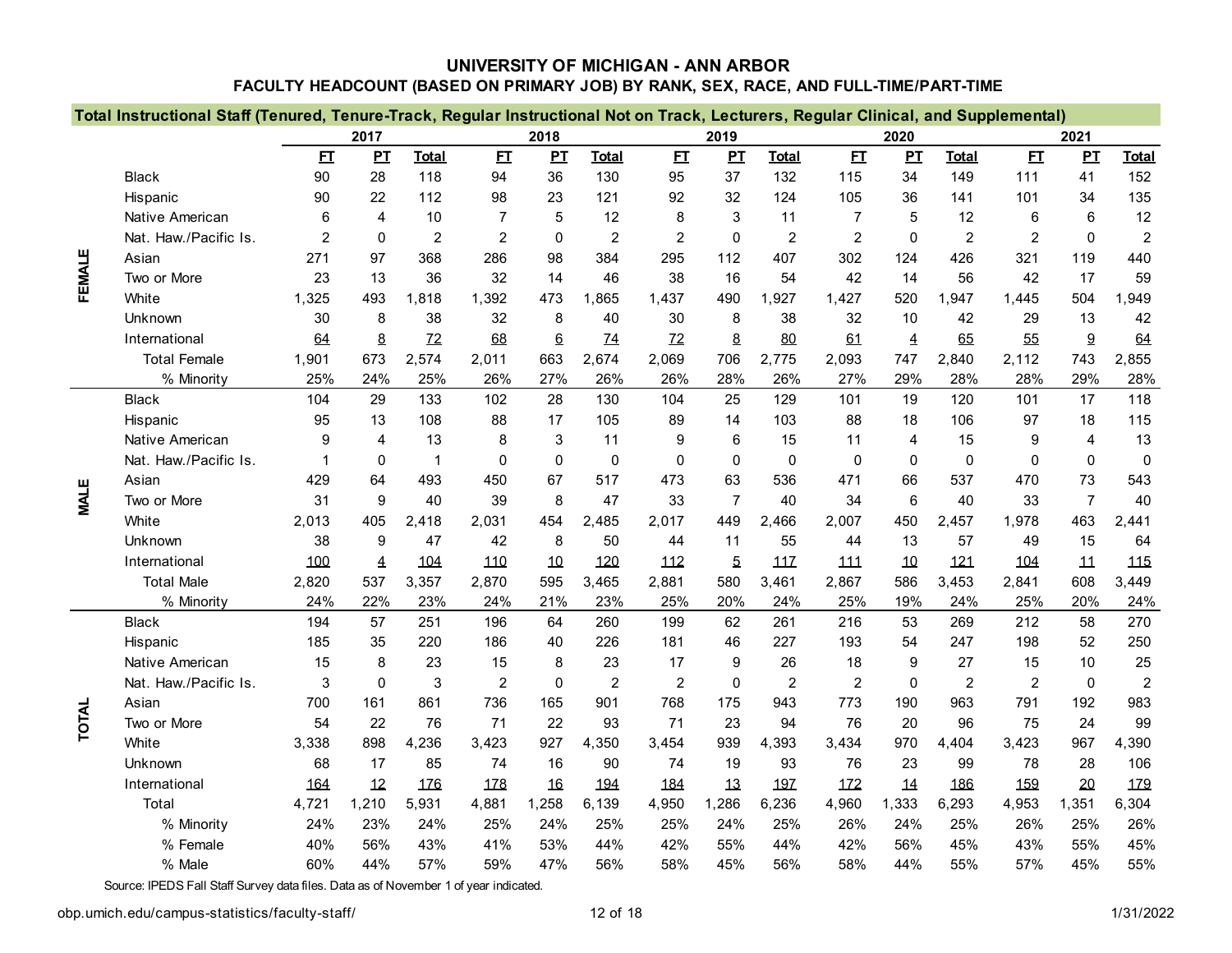# UNIVERSITY OF MICHIGAN - ANN ARBOR

## FACULTY HEADCOUNT (BASED ON PRIMARY JOB) BY RANK, SEX, RACE, AND FULL-TIME/PART-TIME

**Total Instructional Staff (Tenured, Tenure-Track, Regular Instructional Not on Track, Lecturers, Regular Clinical, and Supplemental)**

| | | 2017 | | | 2018 | | | 2019 | | | 2020 | | | 2021 | | |
|---|---|---|---|---|---|---|---|---|---|---|---|---|---|---|---|---|
| | | FT | PT | Total | FT | PT | Total | FT | PT | Total | FT | PT | Total | FT | PT | Total |
| FEMALE | Black | 90 | 28 | 118 | 94 | 36 | 130 | 95 | 37 | 132 | 115 | 34 | 149 | 111 | 41 | 152 |
| | Hispanic | 90 | 22 | 112 | 98 | 23 | 121 | 92 | 32 | 124 | 105 | 36 | 141 | 101 | 34 | 135 |
| | Native American | 6 | 4 | 10 | 7 | 5 | 12 | 8 | 3 | 11 | 7 | 5 | 12 | 6 | 6 | 12 |
| | Nat. Haw./Pacific Is. | 2 | 0 | 2 | 2 | 0 | 2 | 2 | 0 | 2 | 2 | 0 | 2 | 2 | 0 | 2 |
| | Asian | 271 | 97 | 368 | 286 | 98 | 384 | 295 | 112 | 407 | 302 | 124 | 426 | 321 | 119 | 440 |
| | Two or More | 23 | 13 | 36 | 32 | 14 | 46 | 38 | 16 | 54 | 42 | 14 | 56 | 42 | 17 | 59 |
| | White | 1,325 | 493 | 1,818 | 1,392 | 473 | 1,865 | 1,437 | 490 | 1,927 | 1,427 | 520 | 1,947 | 1,445 | 504 | 1,949 |
| | Unknown | 30 | 8 | 38 | 32 | 8 | 40 | 30 | 8 | 38 | 32 | 10 | 42 | 29 | 13 | 42 |
| | International | 64 | 8 | 72 | 68 | 6 | 74 | 72 | 8 | 80 | 61 | 4 | 65 | 55 | 9 | 64 |
| | Total Female | 1,901 | 673 | 2,574 | 2,011 | 663 | 2,674 | 2,069 | 706 | 2,775 | 2,093 | 747 | 2,840 | 2,112 | 743 | 2,855 |
| | % Minority | 25% | 24% | 25% | 26% | 27% | 26% | 26% | 28% | 26% | 27% | 29% | 28% | 28% | 29% | 28% |
| MALE | Black | 104 | 29 | 133 | 102 | 28 | 130 | 104 | 25 | 129 | 101 | 19 | 120 | 101 | 17 | 118 |
| | Hispanic | 95 | 13 | 108 | 88 | 17 | 105 | 89 | 14 | 103 | 88 | 18 | 106 | 97 | 18 | 115 |
| | Native American | 9 | 4 | 13 | 8 | 3 | 11 | 9 | 6 | 15 | 11 | 4 | 15 | 9 | 4 | 13 |
| | Nat. Haw./Pacific Is. | 1 | 0 | 1 | 0 | 0 | 0 | 0 | 0 | 0 | 0 | 0 | 0 | 0 | 0 | 0 |
| | Asian | 429 | 64 | 493 | 450 | 67 | 517 | 473 | 63 | 536 | 471 | 66 | 537 | 470 | 73 | 543 |
| | Two or More | 31 | 9 | 40 | 39 | 8 | 47 | 33 | 7 | 40 | 34 | 6 | 40 | 33 | 7 | 40 |
| | White | 2,013 | 405 | 2,418 | 2,031 | 454 | 2,485 | 2,017 | 449 | 2,466 | 2,007 | 450 | 2,457 | 1,978 | 463 | 2,441 |
| | Unknown | 38 | 9 | 47 | 42 | 8 | 50 | 44 | 11 | 55 | 44 | 13 | 57 | 49 | 15 | 64 |
| | International | 100 | 4 | 104 | 110 | 10 | 120 | 112 | 5 | 117 | 111 | 10 | 121 | 104 | 11 | 115 |
| | Total Male | 2,820 | 537 | 3,357 | 2,870 | 595 | 3,465 | 2,881 | 580 | 3,461 | 2,867 | 586 | 3,453 | 2,841 | 608 | 3,449 |
| | % Minority | 24% | 22% | 23% | 24% | 21% | 23% | 25% | 20% | 24% | 25% | 19% | 24% | 25% | 20% | 24% |
| TOTAL | Black | 194 | 57 | 251 | 196 | 64 | 260 | 199 | 62 | 261 | 216 | 53 | 269 | 212 | 58 | 270 |
| | Hispanic | 185 | 35 | 220 | 186 | 40 | 226 | 181 | 46 | 227 | 193 | 54 | 247 | 198 | 52 | 250 |
| | Native American | 15 | 8 | 23 | 15 | 8 | 23 | 17 | 9 | 26 | 18 | 9 | 27 | 15 | 10 | 25 |
| | Nat. Haw./Pacific Is. | 3 | 0 | 3 | 2 | 0 | 2 | 2 | 0 | 2 | 2 | 0 | 2 | 2 | 0 | 2 |
| | Asian | 700 | 161 | 861 | 736 | 165 | 901 | 768 | 175 | 943 | 773 | 190 | 963 | 791 | 192 | 983 |
| | Two or More | 54 | 22 | 76 | 71 | 22 | 93 | 71 | 23 | 94 | 76 | 20 | 96 | 75 | 24 | 99 |
| | White | 3,338 | 898 | 4,236 | 3,423 | 927 | 4,350 | 3,454 | 939 | 4,393 | 3,434 | 970 | 4,404 | 3,423 | 967 | 4,390 |
| | Unknown | 68 | 17 | 85 | 74 | 16 | 90 | 74 | 19 | 93 | 76 | 23 | 99 | 78 | 28 | 106 |
| | International | 164 | 12 | 176 | 178 | 16 | 194 | 184 | 13 | 197 | 172 | 14 | 186 | 159 | 20 | 179 |
| | Total | 4,721 | 1,210 | 5,931 | 4,881 | 1,258 | 6,139 | 4,950 | 1,286 | 6,236 | 4,960 | 1,333 | 6,293 | 4,953 | 1,351 | 6,304 |
| | % Minority | 24% | 23% | 24% | 25% | 24% | 25% | 25% | 24% | 25% | 26% | 24% | 25% | 26% | 25% | 26% |
| | % Female | 40% | 56% | 43% | 41% | 53% | 44% | 42% | 55% | 44% | 42% | 56% | 45% | 43% | 55% | 45% |
| | % Male | 60% | 44% | 57% | 59% | 47% | 56% | 58% | 45% | 56% | 58% | 44% | 55% | 57% | 45% | 55% |

Source: IPEDS Fall Staff Survey data files. Data as of November 1 of year indicated.

obp.umich.edu/campus-statistics/faculty-staff/

1/31/2022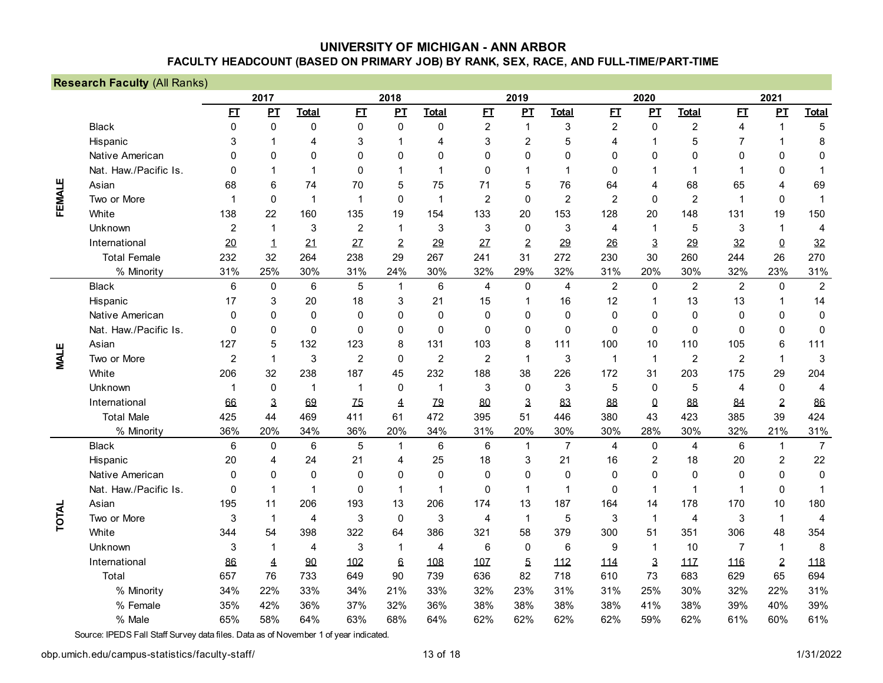# UNIVERSITY OF MICHIGAN - ANN ARBOR

## FACULTY HEADCOUNT (BASED ON PRIMARY JOB) BY RANK, SEX, RACE, AND FULL-TIME/PART-TIME

### Research Faculty (All Ranks)

| | | 2017 | | | 2018 | | | 2019 | | | 2020 | | | 2021 | | |
|---|---|---|---|---|---|---|---|---|---|---|---|---|---|---|---|---|
| | | FT | PT | Total | FT | PT | Total | FT | PT | Total | FT | PT | Total | FT | PT | Total |
| FEMALE | Black | 0 | 0 | 0 | 0 | 0 | 0 | 2 | 1 | 3 | 2 | 0 | 2 | 4 | 1 | 5 |
| | Hispanic | 3 | 1 | 4 | 3 | 1 | 4 | 3 | 2 | 5 | 4 | 1 | 5 | 7 | 1 | 8 |
| | Native American | 0 | 0 | 0 | 0 | 0 | 0 | 0 | 0 | 0 | 0 | 0 | 0 | 0 | 0 | 0 |
| | Nat. Haw./Pacific Is. | 0 | 1 | 1 | 0 | 1 | 1 | 0 | 1 | 1 | 0 | 1 | 1 | 1 | 0 | 1 |
| | Asian | 68 | 6 | 74 | 70 | 5 | 75 | 71 | 5 | 76 | 64 | 4 | 68 | 65 | 4 | 69 |
| | Two or More | 1 | 0 | 1 | 1 | 0 | 1 | 2 | 0 | 2 | 2 | 0 | 2 | 1 | 0 | 1 |
| | White | 138 | 22 | 160 | 135 | 19 | 154 | 133 | 20 | 153 | 128 | 20 | 148 | 131 | 19 | 150 |
| | Unknown | 2 | 1 | 3 | 2 | 1 | 3 | 3 | 0 | 3 | 4 | 1 | 5 | 3 | 1 | 4 |
| | International | 20 | 1 | 21 | 27 | 2 | 29 | 27 | 2 | 29 | 26 | 3 | 29 | 32 | 0 | 32 |
| | Total Female | 232 | 32 | 264 | 238 | 29 | 267 | 241 | 31 | 272 | 230 | 30 | 260 | 244 | 26 | 270 |
| | % Minority | 31% | 25% | 30% | 31% | 24% | 30% | 32% | 29% | 32% | 31% | 20% | 30% | 32% | 23% | 31% |
| MALE | Black | 6 | 0 | 6 | 5 | 1 | 6 | 4 | 0 | 4 | 2 | 0 | 2 | 2 | 0 | 2 |
| | Hispanic | 17 | 3 | 20 | 18 | 3 | 21 | 15 | 1 | 16 | 12 | 1 | 13 | 13 | 1 | 14 |
| | Native American | 0 | 0 | 0 | 0 | 0 | 0 | 0 | 0 | 0 | 0 | 0 | 0 | 0 | 0 | 0 |
| | Nat. Haw./Pacific Is. | 0 | 0 | 0 | 0 | 0 | 0 | 0 | 0 | 0 | 0 | 0 | 0 | 0 | 0 | 0 |
| | Asian | 127 | 5 | 132 | 123 | 8 | 131 | 103 | 8 | 111 | 100 | 10 | 110 | 105 | 6 | 111 |
| | Two or More | 2 | 1 | 3 | 2 | 0 | 2 | 2 | 1 | 3 | 1 | 1 | 2 | 2 | 1 | 3 |
| | White | 206 | 32 | 238 | 187 | 45 | 232 | 188 | 38 | 226 | 172 | 31 | 203 | 175 | 29 | 204 |
| | Unknown | 1 | 0 | 1 | 1 | 0 | 1 | 3 | 0 | 3 | 5 | 0 | 5 | 4 | 0 | 4 |
| | International | 66 | 3 | 69 | 75 | 4 | 79 | 80 | 3 | 83 | 88 | 0 | 88 | 84 | 2 | 86 |
| | Total Male | 425 | 44 | 469 | 411 | 61 | 472 | 395 | 51 | 446 | 380 | 43 | 423 | 385 | 39 | 424 |
| | % Minority | 36% | 20% | 34% | 36% | 20% | 34% | 31% | 20% | 30% | 30% | 28% | 30% | 32% | 21% | 31% |
| TOTAL | Black | 6 | 0 | 6 | 5 | 1 | 6 | 6 | 1 | 7 | 4 | 0 | 4 | 6 | 1 | 7 |
| | Hispanic | 20 | 4 | 24 | 21 | 4 | 25 | 18 | 3 | 21 | 16 | 2 | 18 | 20 | 2 | 22 |
| | Native American | 0 | 0 | 0 | 0 | 0 | 0 | 0 | 0 | 0 | 0 | 0 | 0 | 0 | 0 | 0 |
| | Nat. Haw./Pacific Is. | 0 | 1 | 1 | 0 | 1 | 1 | 0 | 1 | 1 | 0 | 1 | 1 | 1 | 0 | 1 |
| | Asian | 195 | 11 | 206 | 193 | 13 | 206 | 174 | 13 | 187 | 164 | 14 | 178 | 170 | 10 | 180 |
| | Two or More | 3 | 1 | 4 | 3 | 0 | 3 | 4 | 1 | 5 | 3 | 1 | 4 | 3 | 1 | 4 |
| | White | 344 | 54 | 398 | 322 | 64 | 386 | 321 | 58 | 379 | 300 | 51 | 351 | 306 | 48 | 354 |
| | Unknown | 3 | 1 | 4 | 3 | 1 | 4 | 6 | 0 | 6 | 9 | 1 | 10 | 7 | 1 | 8 |
| | International | 86 | 4 | 90 | 102 | 6 | 108 | 107 | 5 | 112 | 114 | 3 | 117 | 116 | 2 | 118 |
| | Total | 657 | 76 | 733 | 649 | 90 | 739 | 636 | 82 | 718 | 610 | 73 | 683 | 629 | 65 | 694 |
| | % Minority | 34% | 22% | 33% | 34% | 21% | 33% | 32% | 23% | 31% | 31% | 25% | 30% | 32% | 22% | 31% |
| | % Female | 35% | 42% | 36% | 37% | 32% | 36% | 38% | 38% | 38% | 38% | 41% | 38% | 39% | 40% | 39% |
| | % Male | 65% | 58% | 64% | 63% | 68% | 64% | 62% | 62% | 62% | 62% | 59% | 62% | 61% | 60% | 61% |

Source: IPEDS Fall Staff Survey data files. Data as of November 1 of year indicated.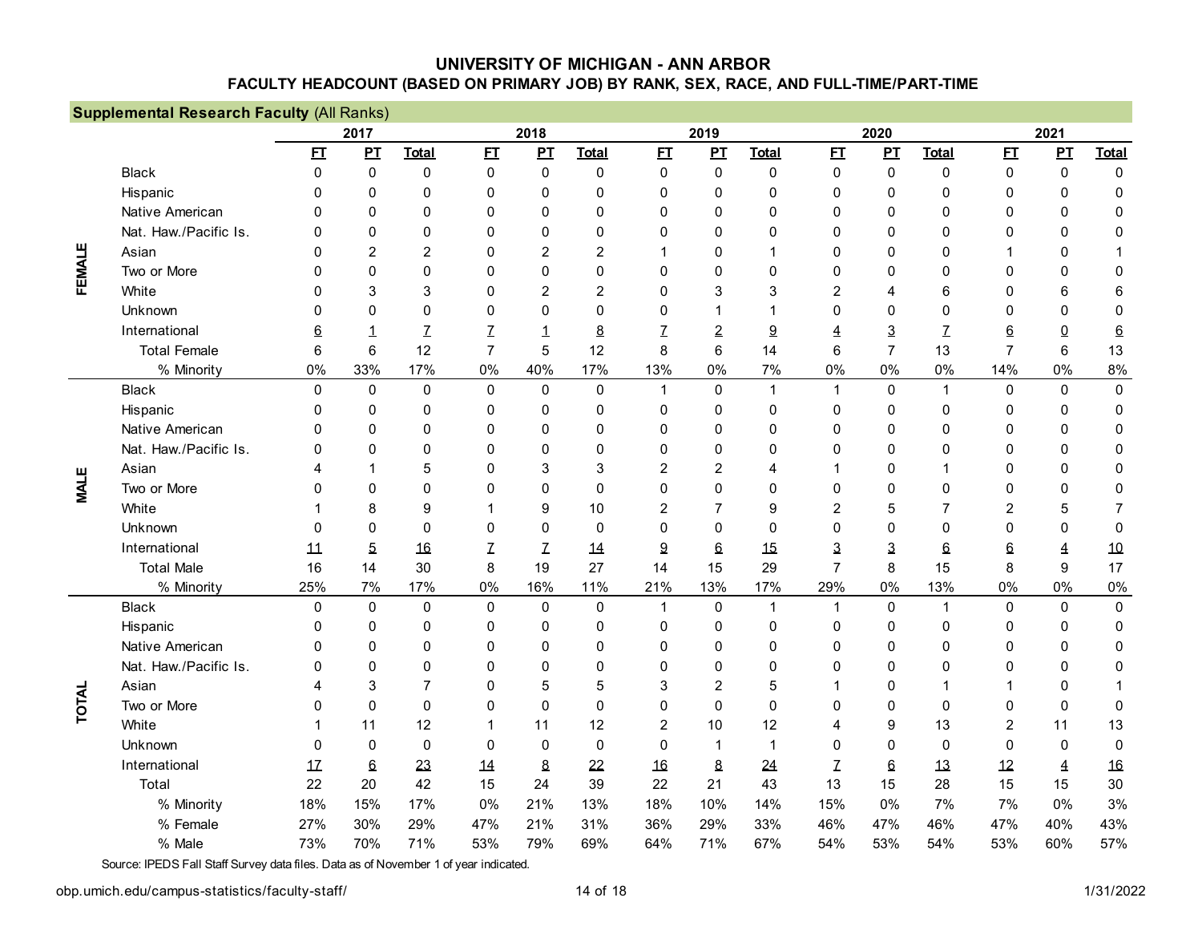# UNIVERSITY OF MICHIGAN - ANN ARBOR

## FACULTY HEADCOUNT (BASED ON PRIMARY JOB) BY RANK, SEX, RACE, AND FULL-TIME/PART-TIME

**Supplemental Research Faculty** (All Ranks)

| | | 2017 | | | 2018 | | | 2019 | | | 2020 | | | 2021 | | |
|---|---|---|---|---|---|---|---|---|---|---|---|---|---|---|---|---|
| | | FT | PT | Total | FT | PT | Total | FT | PT | Total | FT | PT | Total | FT | PT | Total |
| FEMALE | Black | 0 | 0 | 0 | 0 | 0 | 0 | 0 | 0 | 0 | 0 | 0 | 0 | 0 | 0 | 0 |
| | Hispanic | 0 | 0 | 0 | 0 | 0 | 0 | 0 | 0 | 0 | 0 | 0 | 0 | 0 | 0 | 0 |
| | Native American | 0 | 0 | 0 | 0 | 0 | 0 | 0 | 0 | 0 | 0 | 0 | 0 | 0 | 0 | 0 |
| | Nat. Haw./Pacific Is. | 0 | 0 | 0 | 0 | 0 | 0 | 0 | 0 | 0 | 0 | 0 | 0 | 0 | 0 | 0 |
| | Asian | 0 | 2 | 2 | 0 | 2 | 2 | 1 | 0 | 1 | 0 | 0 | 0 | 1 | 0 | 1 |
| | Two or More | 0 | 0 | 0 | 0 | 0 | 0 | 0 | 0 | 0 | 0 | 0 | 0 | 0 | 0 | 0 |
| | White | 0 | 3 | 3 | 0 | 2 | 2 | 0 | 3 | 3 | 2 | 4 | 6 | 0 | 6 | 6 |
| | Unknown | 0 | 0 | 0 | 0 | 0 | 0 | 0 | 1 | 1 | 0 | 0 | 0 | 0 | 0 | 0 |
| | International | 6 | 1 | 7 | 7 | 1 | 8 | 7 | 2 | 9 | 4 | 3 | 7 | 6 | 0 | 6 |
| | Total Female | 6 | 6 | 12 | 7 | 5 | 12 | 8 | 6 | 14 | 6 | 7 | 13 | 7 | 6 | 13 |
| | % Minority | 0% | 33% | 17% | 0% | 40% | 17% | 13% | 0% | 7% | 0% | 0% | 0% | 14% | 0% | 8% |
| MALE | Black | 0 | 0 | 0 | 0 | 0 | 0 | 1 | 0 | 1 | 1 | 0 | 1 | 0 | 0 | 0 |
| | Hispanic | 0 | 0 | 0 | 0 | 0 | 0 | 0 | 0 | 0 | 0 | 0 | 0 | 0 | 0 | 0 |
| | Native American | 0 | 0 | 0 | 0 | 0 | 0 | 0 | 0 | 0 | 0 | 0 | 0 | 0 | 0 | 0 |
| | Nat. Haw./Pacific Is. | 0 | 0 | 0 | 0 | 0 | 0 | 0 | 0 | 0 | 0 | 0 | 0 | 0 | 0 | 0 |
| | Asian | 4 | 1 | 5 | 0 | 3 | 3 | 2 | 2 | 4 | 1 | 0 | 1 | 0 | 0 | 0 |
| | Two or More | 0 | 0 | 0 | 0 | 0 | 0 | 0 | 0 | 0 | 0 | 0 | 0 | 0 | 0 | 0 |
| | White | 1 | 8 | 9 | 1 | 9 | 10 | 2 | 7 | 9 | 2 | 5 | 7 | 2 | 5 | 7 |
| | Unknown | 0 | 0 | 0 | 0 | 0 | 0 | 0 | 0 | 0 | 0 | 0 | 0 | 0 | 0 | 0 |
| | International | 11 | 5 | 16 | 7 | 7 | 14 | 9 | 6 | 15 | 3 | 3 | 6 | 6 | 4 | 10 |
| | Total Male | 16 | 14 | 30 | 8 | 19 | 27 | 14 | 15 | 29 | 7 | 8 | 15 | 8 | 9 | 17 |
| | % Minority | 25% | 7% | 17% | 0% | 16% | 11% | 21% | 13% | 17% | 29% | 0% | 13% | 0% | 0% | 0% |
| TOTAL | Black | 0 | 0 | 0 | 0 | 0 | 0 | 1 | 0 | 1 | 1 | 0 | 1 | 0 | 0 | 0 |
| | Hispanic | 0 | 0 | 0 | 0 | 0 | 0 | 0 | 0 | 0 | 0 | 0 | 0 | 0 | 0 | 0 |
| | Native American | 0 | 0 | 0 | 0 | 0 | 0 | 0 | 0 | 0 | 0 | 0 | 0 | 0 | 0 | 0 |
| | Nat. Haw./Pacific Is. | 0 | 0 | 0 | 0 | 0 | 0 | 0 | 0 | 0 | 0 | 0 | 0 | 0 | 0 | 0 |
| | Asian | 4 | 3 | 7 | 0 | 5 | 5 | 3 | 2 | 5 | 1 | 0 | 1 | 1 | 0 | 1 |
| | Two or More | 0 | 0 | 0 | 0 | 0 | 0 | 0 | 0 | 0 | 0 | 0 | 0 | 0 | 0 | 0 |
| | White | 1 | 11 | 12 | 1 | 11 | 12 | 2 | 10 | 12 | 4 | 9 | 13 | 2 | 11 | 13 |
| | Unknown | 0 | 0 | 0 | 0 | 0 | 0 | 0 | 1 | 1 | 0 | 0 | 0 | 0 | 0 | 0 |
| | International | 17 | 6 | 23 | 14 | 8 | 22 | 16 | 8 | 24 | 7 | 6 | 13 | 12 | 4 | 16 |
| | Total | 22 | 20 | 42 | 15 | 24 | 39 | 22 | 21 | 43 | 13 | 15 | 28 | 15 | 15 | 30 |
| | % Minority | 18% | 15% | 17% | 0% | 21% | 13% | 18% | 10% | 14% | 15% | 0% | 7% | 7% | 0% | 3% |
| | % Female | 27% | 30% | 29% | 47% | 21% | 31% | 36% | 29% | 33% | 46% | 47% | 46% | 47% | 40% | 43% |
| | % Male | 73% | 70% | 71% | 53% | 79% | 69% | 64% | 71% | 67% | 54% | 53% | 54% | 53% | 60% | 57% |

Source: IPEDS Fall Staff Survey data files. Data as of November 1 of year indicated.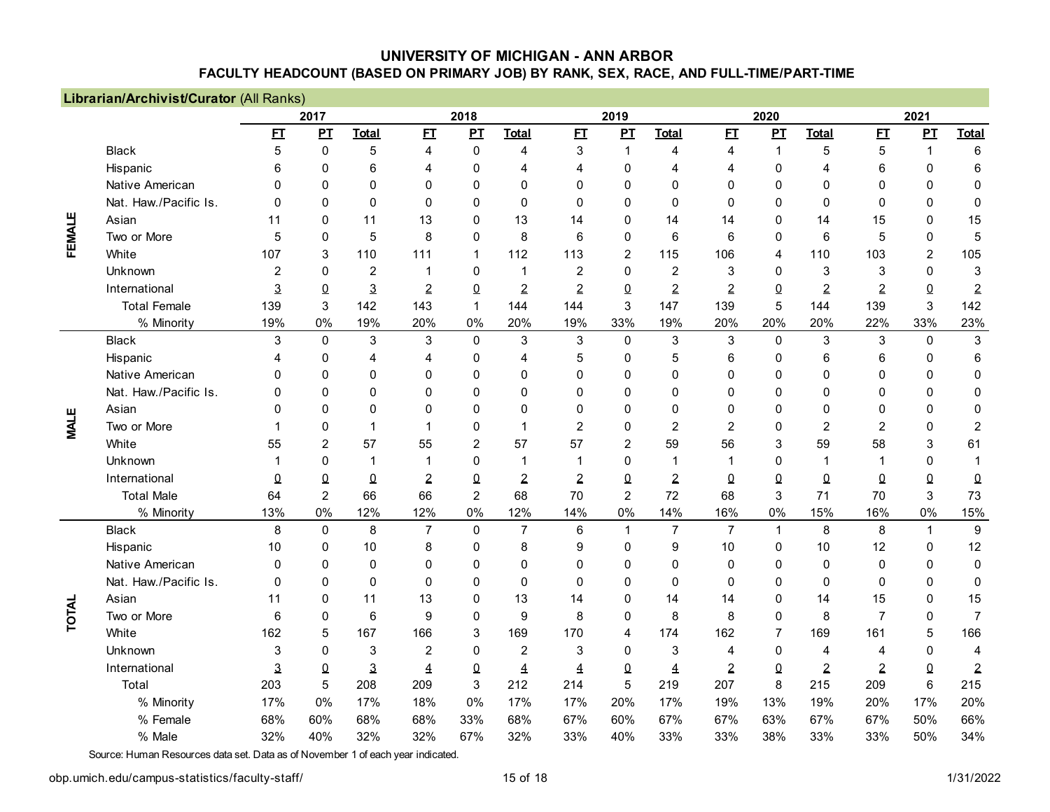# UNIVERSITY OF MICHIGAN - ANN ARBOR

## FACULTY HEADCOUNT (BASED ON PRIMARY JOB) BY RANK, SEX, RACE, AND FULL-TIME/PART-TIME

**Librarian/Archivist/Curator** (All Ranks)

| | | 2017 | | | 2018 | | | 2019 | | | 2020 | | | 2021 | | |
|---|---|---|---|---|---|---|---|---|---|---|---|---|---|---|---|---|
| | | FT | PT | Total | FT | PT | Total | FT | PT | Total | FT | PT | Total | FT | PT | Total |
| FEMALE | Black | 5 | 0 | 5 | 4 | 0 | 4 | 3 | 1 | 4 | 4 | 1 | 5 | 5 | 1 | 6 |
| | Hispanic | 6 | 0 | 6 | 4 | 0 | 4 | 4 | 0 | 4 | 4 | 0 | 4 | 6 | 0 | 6 |
| | Native American | 0 | 0 | 0 | 0 | 0 | 0 | 0 | 0 | 0 | 0 | 0 | 0 | 0 | 0 | 0 |
| | Nat. Haw./Pacific Is. | 0 | 0 | 0 | 0 | 0 | 0 | 0 | 0 | 0 | 0 | 0 | 0 | 0 | 0 | 0 |
| | Asian | 11 | 0 | 11 | 13 | 0 | 13 | 14 | 0 | 14 | 14 | 0 | 14 | 15 | 0 | 15 |
| | Two or More | 5 | 0 | 5 | 8 | 0 | 8 | 6 | 0 | 6 | 6 | 0 | 6 | 5 | 0 | 5 |
| | White | 107 | 3 | 110 | 111 | 1 | 112 | 113 | 2 | 115 | 106 | 4 | 110 | 103 | 2 | 105 |
| | Unknown | 2 | 0 | 2 | 1 | 0 | 1 | 2 | 0 | 2 | 3 | 0 | 3 | 3 | 0 | 3 |
| | International | 3 | 0 | 3 | 2 | 0 | 2 | 2 | 0 | 2 | 2 | 0 | 2 | 2 | 0 | 2 |
| | Total Female | 139 | 3 | 142 | 143 | 1 | 144 | 144 | 3 | 147 | 139 | 5 | 144 | 139 | 3 | 142 |
| | % Minority | 19% | 0% | 19% | 20% | 0% | 20% | 19% | 33% | 19% | 20% | 20% | 20% | 22% | 33% | 23% |
| MALE | Black | 3 | 0 | 3 | 3 | 0 | 3 | 3 | 0 | 3 | 3 | 0 | 3 | 3 | 0 | 3 |
| | Hispanic | 4 | 0 | 4 | 4 | 0 | 4 | 5 | 0 | 5 | 6 | 0 | 6 | 6 | 0 | 6 |
| | Native American | 0 | 0 | 0 | 0 | 0 | 0 | 0 | 0 | 0 | 0 | 0 | 0 | 0 | 0 | 0 |
| | Nat. Haw./Pacific Is. | 0 | 0 | 0 | 0 | 0 | 0 | 0 | 0 | 0 | 0 | 0 | 0 | 0 | 0 | 0 |
| | Asian | 0 | 0 | 0 | 0 | 0 | 0 | 0 | 0 | 0 | 0 | 0 | 0 | 0 | 0 | 0 |
| | Two or More | 1 | 0 | 1 | 1 | 0 | 1 | 2 | 0 | 2 | 2 | 0 | 2 | 2 | 0 | 2 |
| | White | 55 | 2 | 57 | 55 | 2 | 57 | 57 | 2 | 59 | 56 | 3 | 59 | 58 | 3 | 61 |
| | Unknown | 1 | 0 | 1 | 1 | 0 | 1 | 1 | 0 | 1 | 1 | 0 | 1 | 1 | 0 | 1 |
| | International | 0 | 0 | 0 | 2 | 0 | 2 | 2 | 0 | 2 | 0 | 0 | 0 | 0 | 0 | 0 |
| | Total Male | 64 | 2 | 66 | 66 | 2 | 68 | 70 | 2 | 72 | 68 | 3 | 71 | 70 | 3 | 73 |
| | % Minority | 13% | 0% | 12% | 12% | 0% | 12% | 14% | 0% | 14% | 16% | 0% | 15% | 16% | 0% | 15% |
| TOTAL | Black | 8 | 0 | 8 | 7 | 0 | 7 | 6 | 1 | 7 | 7 | 1 | 8 | 8 | 1 | 9 |
| | Hispanic | 10 | 0 | 10 | 8 | 0 | 8 | 9 | 0 | 9 | 10 | 0 | 10 | 12 | 0 | 12 |
| | Native American | 0 | 0 | 0 | 0 | 0 | 0 | 0 | 0 | 0 | 0 | 0 | 0 | 0 | 0 | 0 |
| | Nat. Haw./Pacific Is. | 0 | 0 | 0 | 0 | 0 | 0 | 0 | 0 | 0 | 0 | 0 | 0 | 0 | 0 | 0 |
| | Asian | 11 | 0 | 11 | 13 | 0 | 13 | 14 | 0 | 14 | 14 | 0 | 14 | 15 | 0 | 15 |
| | Two or More | 6 | 0 | 6 | 9 | 0 | 9 | 8 | 0 | 8 | 8 | 0 | 8 | 7 | 0 | 7 |
| | White | 162 | 5 | 167 | 166 | 3 | 169 | 170 | 4 | 174 | 162 | 7 | 169 | 161 | 5 | 166 |
| | Unknown | 3 | 0 | 3 | 2 | 0 | 2 | 3 | 0 | 3 | 4 | 0 | 4 | 4 | 0 | 4 |
| | International | 3 | 0 | 3 | 4 | 0 | 4 | 4 | 0 | 4 | 2 | 0 | 2 | 2 | 0 | 2 |
| | Total | 203 | 5 | 208 | 209 | 3 | 212 | 214 | 5 | 219 | 207 | 8 | 215 | 209 | 6 | 215 |
| | % Minority | 17% | 0% | 17% | 18% | 0% | 17% | 17% | 20% | 17% | 19% | 13% | 19% | 20% | 17% | 20% |
| | % Female | 68% | 60% | 68% | 68% | 33% | 68% | 67% | 60% | 67% | 67% | 63% | 67% | 67% | 50% | 66% |
| | % Male | 32% | 40% | 32% | 32% | 67% | 32% | 33% | 40% | 33% | 33% | 38% | 33% | 33% | 50% | 34% |

Source: Human Resources data set. Data as of November 1 of each year indicated.

obp.umich.edu/campus-statistics/faculty-staff/

1/31/2022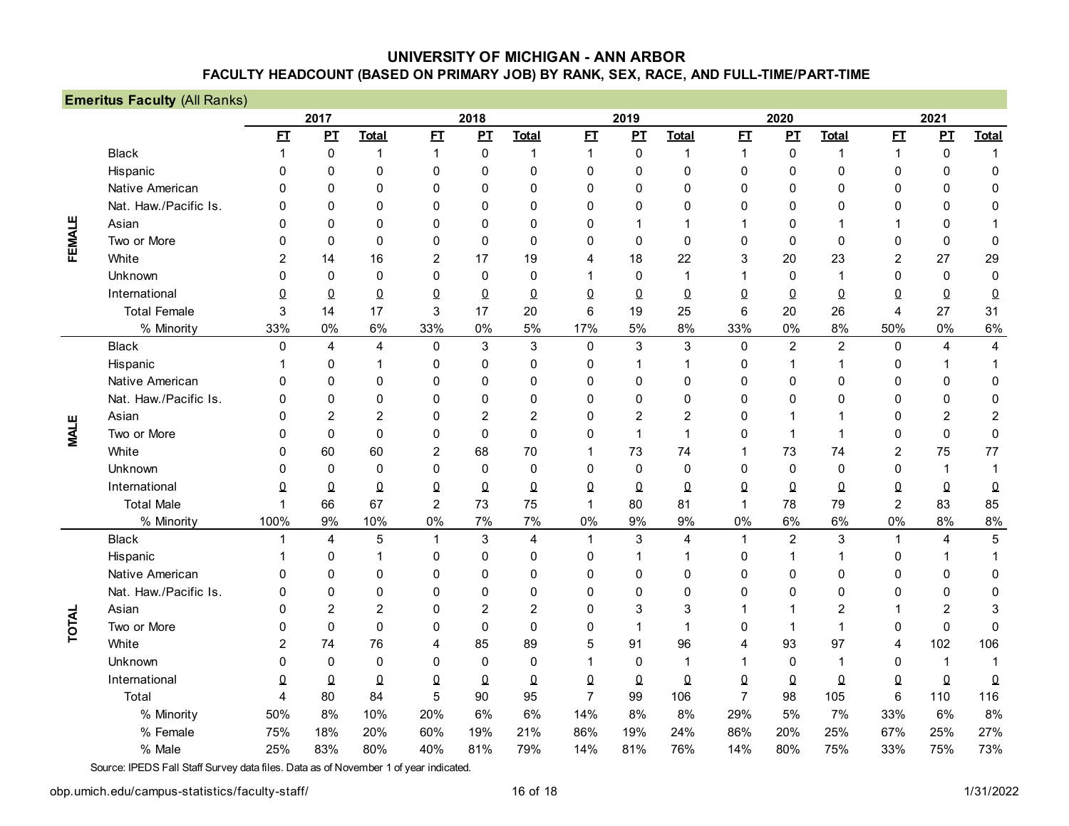# UNIVERSITY OF MICHIGAN - ANN ARBOR

## FACULTY HEADCOUNT (BASED ON PRIMARY JOB) BY RANK, SEX, RACE, AND FULL-TIME/PART-TIME

**Emeritus Faculty** (All Ranks)

| | | 2017 | | | 2018 | | | 2019 | | | 2020 | | | 2021 | | |
|---|---|---|---|---|---|---|---|---|---|---|---|---|---|---|---|---|
| | | FT | PT | Total | FT | PT | Total | FT | PT | Total | FT | PT | Total | FT | PT | Total |
| FEMALE | Black | 1 | 0 | 1 | 1 | 0 | 1 | 1 | 0 | 1 | 1 | 0 | 1 | 1 | 0 | 1 |
| | Hispanic | 0 | 0 | 0 | 0 | 0 | 0 | 0 | 0 | 0 | 0 | 0 | 0 | 0 | 0 | 0 |
| | Native American | 0 | 0 | 0 | 0 | 0 | 0 | 0 | 0 | 0 | 0 | 0 | 0 | 0 | 0 | 0 |
| | Nat. Haw./Pacific Is. | 0 | 0 | 0 | 0 | 0 | 0 | 0 | 0 | 0 | 0 | 0 | 0 | 0 | 0 | 0 |
| | Asian | 0 | 0 | 0 | 0 | 0 | 0 | 0 | 1 | 1 | 1 | 0 | 1 | 1 | 0 | 1 |
| | Two or More | 0 | 0 | 0 | 0 | 0 | 0 | 0 | 0 | 0 | 0 | 0 | 0 | 0 | 0 | 0 |
| | White | 2 | 14 | 16 | 2 | 17 | 19 | 4 | 18 | 22 | 3 | 20 | 23 | 2 | 27 | 29 |
| | Unknown | 0 | 0 | 0 | 0 | 0 | 0 | 1 | 0 | 1 | 1 | 0 | 1 | 0 | 0 | 0 |
| | International | 0 | 0 | 0 | 0 | 0 | 0 | 0 | 0 | 0 | 0 | 0 | 0 | 0 | 0 | 0 |
| | Total Female | 3 | 14 | 17 | 3 | 17 | 20 | 6 | 19 | 25 | 6 | 20 | 26 | 4 | 27 | 31 |
| | % Minority | 33% | 0% | 6% | 33% | 0% | 5% | 17% | 5% | 8% | 33% | 0% | 8% | 50% | 0% | 6% |
| MALE | Black | 0 | 4 | 4 | 0 | 3 | 3 | 0 | 3 | 3 | 0 | 2 | 2 | 0 | 4 | 4 |
| | Hispanic | 1 | 0 | 1 | 0 | 0 | 0 | 0 | 1 | 1 | 0 | 1 | 1 | 0 | 1 | 1 |
| | Native American | 0 | 0 | 0 | 0 | 0 | 0 | 0 | 0 | 0 | 0 | 0 | 0 | 0 | 0 | 0 |
| | Nat. Haw./Pacific Is. | 0 | 0 | 0 | 0 | 0 | 0 | 0 | 0 | 0 | 0 | 0 | 0 | 0 | 0 | 0 |
| | Asian | 0 | 2 | 2 | 0 | 2 | 2 | 0 | 2 | 2 | 0 | 1 | 1 | 0 | 2 | 2 |
| | Two or More | 0 | 0 | 0 | 0 | 0 | 0 | 0 | 1 | 1 | 0 | 1 | 1 | 0 | 0 | 0 |
| | White | 0 | 60 | 60 | 2 | 68 | 70 | 1 | 73 | 74 | 1 | 73 | 74 | 2 | 75 | 77 |
| | Unknown | 0 | 0 | 0 | 0 | 0 | 0 | 0 | 0 | 0 | 0 | 0 | 0 | 0 | 1 | 1 |
| | International | 0 | 0 | 0 | 0 | 0 | 0 | 0 | 0 | 0 | 0 | 0 | 0 | 0 | 0 | 0 |
| | Total Male | 1 | 66 | 67 | 2 | 73 | 75 | 1 | 80 | 81 | 1 | 78 | 79 | 2 | 83 | 85 |
| | % Minority | 100% | 9% | 10% | 0% | 7% | 7% | 0% | 9% | 9% | 0% | 6% | 6% | 0% | 8% | 8% |
| TOTAL | Black | 1 | 4 | 5 | 1 | 3 | 4 | 1 | 3 | 4 | 1 | 2 | 3 | 1 | 4 | 5 |
| | Hispanic | 1 | 0 | 1 | 0 | 0 | 0 | 0 | 1 | 1 | 0 | 1 | 1 | 0 | 1 | 1 |
| | Native American | 0 | 0 | 0 | 0 | 0 | 0 | 0 | 0 | 0 | 0 | 0 | 0 | 0 | 0 | 0 |
| | Nat. Haw./Pacific Is. | 0 | 0 | 0 | 0 | 0 | 0 | 0 | 0 | 0 | 0 | 0 | 0 | 0 | 0 | 0 |
| | Asian | 0 | 2 | 2 | 0 | 2 | 2 | 0 | 3 | 3 | 1 | 1 | 2 | 1 | 2 | 3 |
| | Two or More | 0 | 0 | 0 | 0 | 0 | 0 | 0 | 1 | 1 | 0 | 1 | 1 | 0 | 0 | 0 |
| | White | 2 | 74 | 76 | 4 | 85 | 89 | 5 | 91 | 96 | 4 | 93 | 97 | 4 | 102 | 106 |
| | Unknown | 0 | 0 | 0 | 0 | 0 | 0 | 1 | 0 | 1 | 1 | 0 | 1 | 0 | 1 | 1 |
| | International | 0 | 0 | 0 | 0 | 0 | 0 | 0 | 0 | 0 | 0 | 0 | 0 | 0 | 0 | 0 |
| | Total | 4 | 80 | 84 | 5 | 90 | 95 | 7 | 99 | 106 | 7 | 98 | 105 | 6 | 110 | 116 |
| | % Minority | 50% | 8% | 10% | 20% | 6% | 6% | 14% | 8% | 8% | 29% | 5% | 7% | 33% | 6% | 8% |
| | % Female | 75% | 18% | 20% | 60% | 19% | 21% | 86% | 19% | 24% | 86% | 20% | 25% | 67% | 25% | 27% |
| | % Male | 25% | 83% | 80% | 40% | 81% | 79% | 14% | 81% | 76% | 14% | 80% | 75% | 33% | 75% | 73% |

Source: IPEDS Fall Staff Survey data files. Data as of November 1 of year indicated.

obp.umich.edu/campus-statistics/faculty-staff/

1/31/2022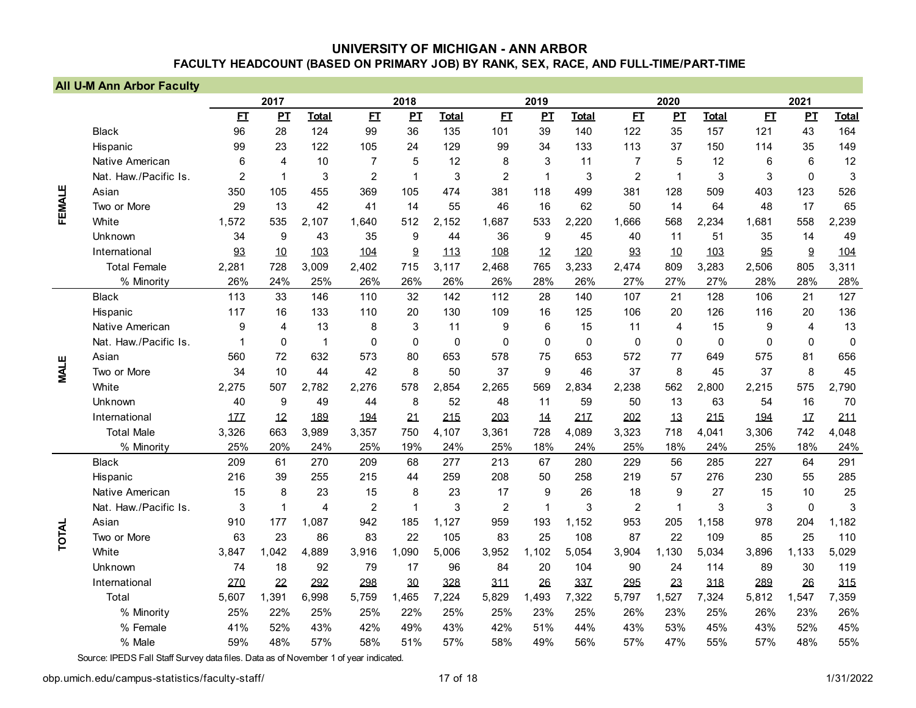# UNIVERSITY OF MICHIGAN - ANN ARBOR

## FACULTY HEADCOUNT (BASED ON PRIMARY JOB) BY RANK, SEX, RACE, AND FULL-TIME/PART-TIME

**All U-M Ann Arbor Faculty**

| | | 2017 | | | 2018 | | | 2019 | | | 2020 | | | 2021 | | |
|---|---|---|---|---|---|---|---|---|---|---|---|---|---|---|---|---|
| | | FT | PT | Total | FT | PT | Total | FT | PT | Total | FT | PT | Total | FT | PT | Total |
| FEMALE | Black | 96 | 28 | 124 | 99 | 36 | 135 | 101 | 39 | 140 | 122 | 35 | 157 | 121 | 43 | 164 |
| | Hispanic | 99 | 23 | 122 | 105 | 24 | 129 | 99 | 34 | 133 | 113 | 37 | 150 | 114 | 35 | 149 |
| | Native American | 6 | 4 | 10 | 7 | 5 | 12 | 8 | 3 | 11 | 7 | 5 | 12 | 6 | 6 | 12 |
| | Nat. Haw./Pacific Is. | 2 | 1 | 3 | 2 | 1 | 3 | 2 | 1 | 3 | 2 | 1 | 3 | 3 | 0 | 3 |
| | Asian | 350 | 105 | 455 | 369 | 105 | 474 | 381 | 118 | 499 | 381 | 128 | 509 | 403 | 123 | 526 |
| | Two or More | 29 | 13 | 42 | 41 | 14 | 55 | 46 | 16 | 62 | 50 | 14 | 64 | 48 | 17 | 65 |
| | White | 1,572 | 535 | 2,107 | 1,640 | 512 | 2,152 | 1,687 | 533 | 2,220 | 1,666 | 568 | 2,234 | 1,681 | 558 | 2,239 |
| | Unknown | 34 | 9 | 43 | 35 | 9 | 44 | 36 | 9 | 45 | 40 | 11 | 51 | 35 | 14 | 49 |
| | International | 93 | 10 | 103 | 104 | 9 | 113 | 108 | 12 | 120 | 93 | 10 | 103 | 95 | 9 | 104 |
| | Total Female | 2,281 | 728 | 3,009 | 2,402 | 715 | 3,117 | 2,468 | 765 | 3,233 | 2,474 | 809 | 3,283 | 2,506 | 805 | 3,311 |
| | % Minority | 26% | 24% | 25% | 26% | 26% | 26% | 26% | 28% | 26% | 27% | 27% | 27% | 28% | 28% | 28% |
| MALE | Black | 113 | 33 | 146 | 110 | 32 | 142 | 112 | 28 | 140 | 107 | 21 | 128 | 106 | 21 | 127 |
| | Hispanic | 117 | 16 | 133 | 110 | 20 | 130 | 109 | 16 | 125 | 106 | 20 | 126 | 116 | 20 | 136 |
| | Native American | 9 | 4 | 13 | 8 | 3 | 11 | 9 | 6 | 15 | 11 | 4 | 15 | 9 | 4 | 13 |
| | Nat. Haw./Pacific Is. | 1 | 0 | 1 | 0 | 0 | 0 | 0 | 0 | 0 | 0 | 0 | 0 | 0 | 0 | 0 |
| | Asian | 560 | 72 | 632 | 573 | 80 | 653 | 578 | 75 | 653 | 572 | 77 | 649 | 575 | 81 | 656 |
| | Two or More | 34 | 10 | 44 | 42 | 8 | 50 | 37 | 9 | 46 | 37 | 8 | 45 | 37 | 8 | 45 |
| | White | 2,275 | 507 | 2,782 | 2,276 | 578 | 2,854 | 2,265 | 569 | 2,834 | 2,238 | 562 | 2,800 | 2,215 | 575 | 2,790 |
| | Unknown | 40 | 9 | 49 | 44 | 8 | 52 | 48 | 11 | 59 | 50 | 13 | 63 | 54 | 16 | 70 |
| | International | 177 | 12 | 189 | 194 | 21 | 215 | 203 | 14 | 217 | 202 | 13 | 215 | 194 | 17 | 211 |
| | Total Male | 3,326 | 663 | 3,989 | 3,357 | 750 | 4,107 | 3,361 | 728 | 4,089 | 3,323 | 718 | 4,041 | 3,306 | 742 | 4,048 |
| | % Minority | 25% | 20% | 24% | 25% | 19% | 24% | 25% | 18% | 24% | 25% | 18% | 24% | 25% | 18% | 24% |
| TOTAL | Black | 209 | 61 | 270 | 209 | 68 | 277 | 213 | 67 | 280 | 229 | 56 | 285 | 227 | 64 | 291 |
| | Hispanic | 216 | 39 | 255 | 215 | 44 | 259 | 208 | 50 | 258 | 219 | 57 | 276 | 230 | 55 | 285 |
| | Native American | 15 | 8 | 23 | 15 | 8 | 23 | 17 | 9 | 26 | 18 | 9 | 27 | 15 | 10 | 25 |
| | Nat. Haw./Pacific Is. | 3 | 1 | 4 | 2 | 1 | 3 | 2 | 1 | 3 | 2 | 1 | 3 | 3 | 0 | 3 |
| | Asian | 910 | 177 | 1,087 | 942 | 185 | 1,127 | 959 | 193 | 1,152 | 953 | 205 | 1,158 | 978 | 204 | 1,182 |
| | Two or More | 63 | 23 | 86 | 83 | 22 | 105 | 83 | 25 | 108 | 87 | 22 | 109 | 85 | 25 | 110 |
| | White | 3,847 | 1,042 | 4,889 | 3,916 | 1,090 | 5,006 | 3,952 | 1,102 | 5,054 | 3,904 | 1,130 | 5,034 | 3,896 | 1,133 | 5,029 |
| | Unknown | 74 | 18 | 92 | 79 | 17 | 96 | 84 | 20 | 104 | 90 | 24 | 114 | 89 | 30 | 119 |
| | International | 270 | 22 | 292 | 298 | 30 | 328 | 311 | 26 | 337 | 295 | 23 | 318 | 289 | 26 | 315 |
| | Total | 5,607 | 1,391 | 6,998 | 5,759 | 1,465 | 7,224 | 5,829 | 1,493 | 7,322 | 5,797 | 1,527 | 7,324 | 5,812 | 1,547 | 7,359 |
| | % Minority | 25% | 22% | 25% | 25% | 22% | 25% | 25% | 23% | 25% | 26% | 23% | 25% | 26% | 23% | 26% |
| | % Female | 41% | 52% | 43% | 42% | 49% | 43% | 42% | 51% | 44% | 43% | 53% | 45% | 43% | 52% | 45% |
| | % Male | 59% | 48% | 57% | 58% | 51% | 57% | 58% | 49% | 56% | 57% | 47% | 55% | 57% | 48% | 55% |

Source: IPEDS Fall Staff Survey data files. Data as of November 1 of year indicated.

obp.umich.edu/campus-statistics/faculty-staff/

1/31/2022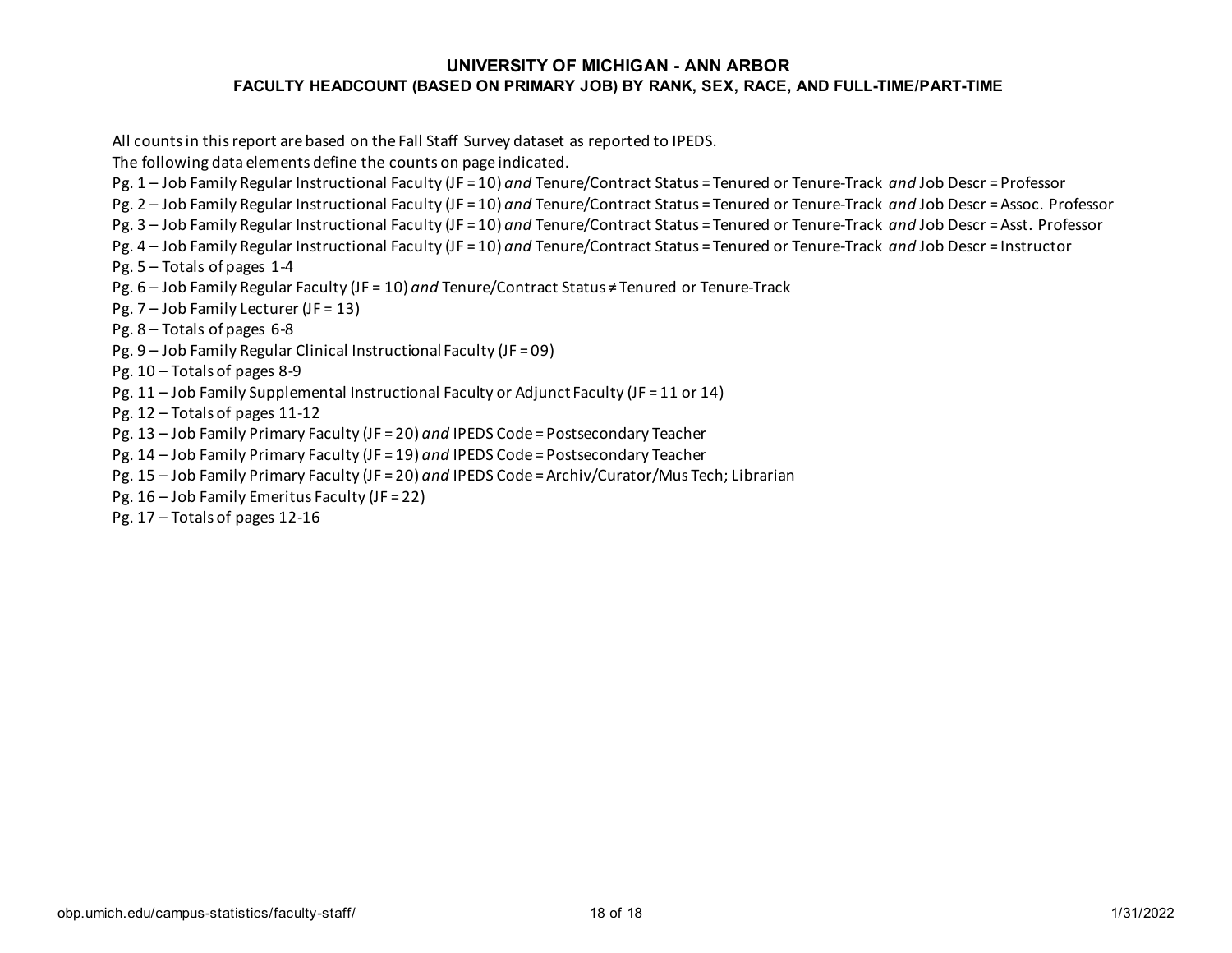# UNIVERSITY OF MICHIGAN - ANN ARBOR

## FACULTY HEADCOUNT (BASED ON PRIMARY JOB) BY RANK, SEX, RACE, AND FULL-TIME/PART-TIME

All counts in this report are based on the Fall Staff Survey dataset as reported to IPEDS.

The following data elements define the counts on page indicated.

Pg. 1 – Job Family Regular Instructional Faculty (JF = 10) *and* Tenure/Contract Status = Tenured or Tenure-Track *and* Job Descr = Professor

Pg. 2 – Job Family Regular Instructional Faculty (JF = 10) *and* Tenure/Contract Status = Tenured or Tenure-Track *and* Job Descr = Assoc. Professor

Pg. 3 – Job Family Regular Instructional Faculty (JF = 10) *and* Tenure/Contract Status = Tenured or Tenure-Track *and* Job Descr = Asst. Professor

Pg. 4 – Job Family Regular Instructional Faculty (JF = 10) *and* Tenure/Contract Status = Tenured or Tenure-Track *and* Job Descr = Instructor

Pg. 5 – Totals of pages 1-4

Pg. 6 – Job Family Regular Faculty (JF = 10) *and* Tenure/Contract Status ≠ Tenured or Tenure-Track

Pg. 7 – Job Family Lecturer (JF = 13)

Pg. 8 – Totals of pages 6-8

Pg. 9 – Job Family Regular Clinical Instructional Faculty (JF = 09)

Pg. 10 – Totals of pages 8-9

Pg. 11 – Job Family Supplemental Instructional Faculty or Adjunct Faculty (JF = 11 or 14)

Pg. 12 – Totals of pages 11-12

Pg. 13 – Job Family Primary Faculty (JF = 20) *and* IPEDS Code = Postsecondary Teacher

Pg. 14 – Job Family Primary Faculty (JF = 19) *and* IPEDS Code = Postsecondary Teacher

Pg. 15 – Job Family Primary Faculty (JF = 20) *and* IPEDS Code = Archiv/Curator/Mus Tech; Librarian

Pg. 16 – Job Family Emeritus Faculty (JF = 22)

Pg. 17 – Totals of pages 12-16